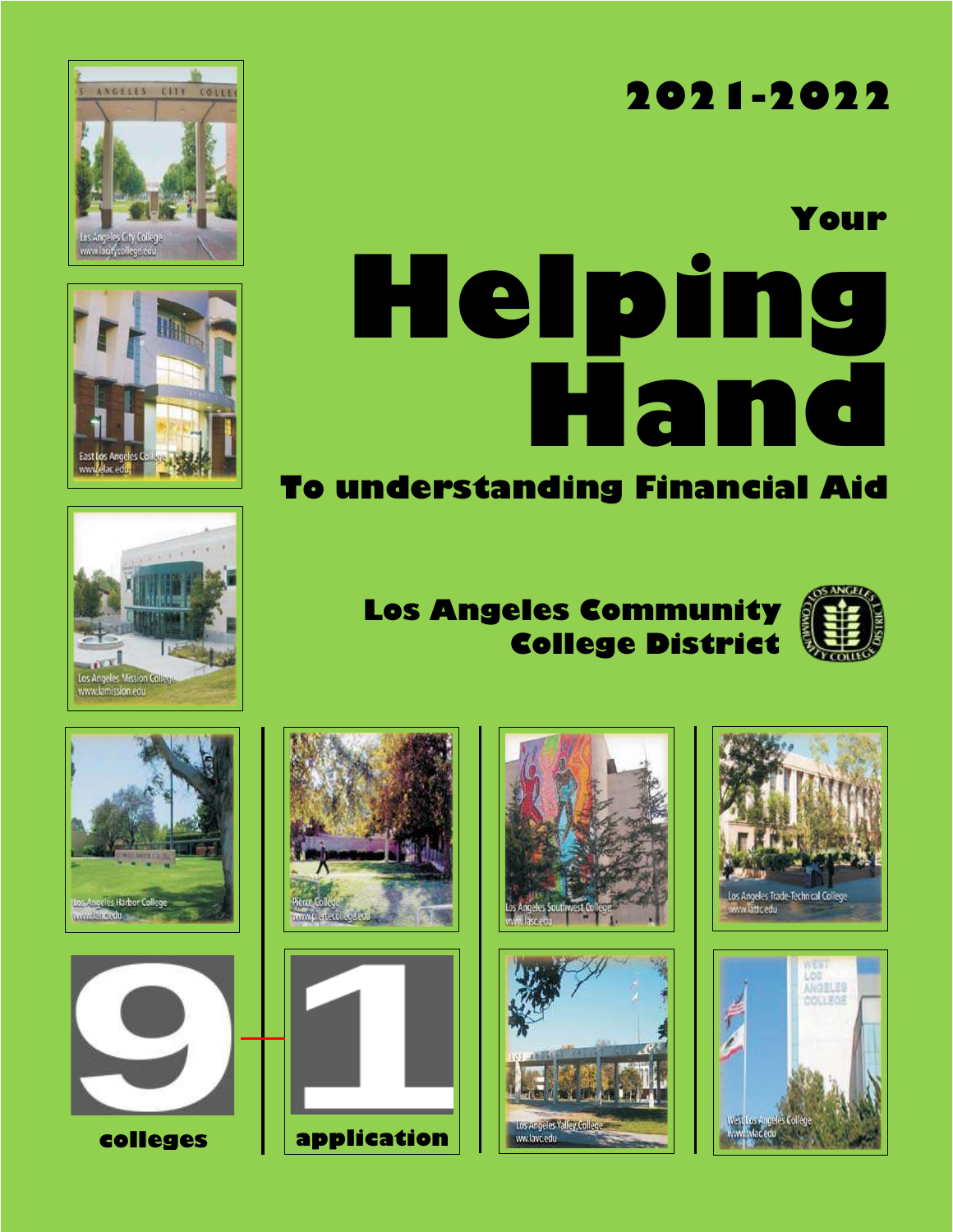# 2021-2022

# Your Helping Hand

## To understanding Financial Aid

**Los Angeles Community College District**

Los Angeles City College
www.lacitycollege.edu

East Los Angeles College
www.elac.edu

Los Angeles Mission College
www.lamission.edu

Los Angeles Harbor College
www.lahc.edu

Pierce College
www.piercecollege.edu

Los Angeles Southwest College
www.lasc.edu

Los Angeles Trade-Technical College
www.lattc.edu

Los Angeles Valley College
www.lavc.edu

West Los Angeles College
www.wlac.edu

**9 colleges**

**1 application**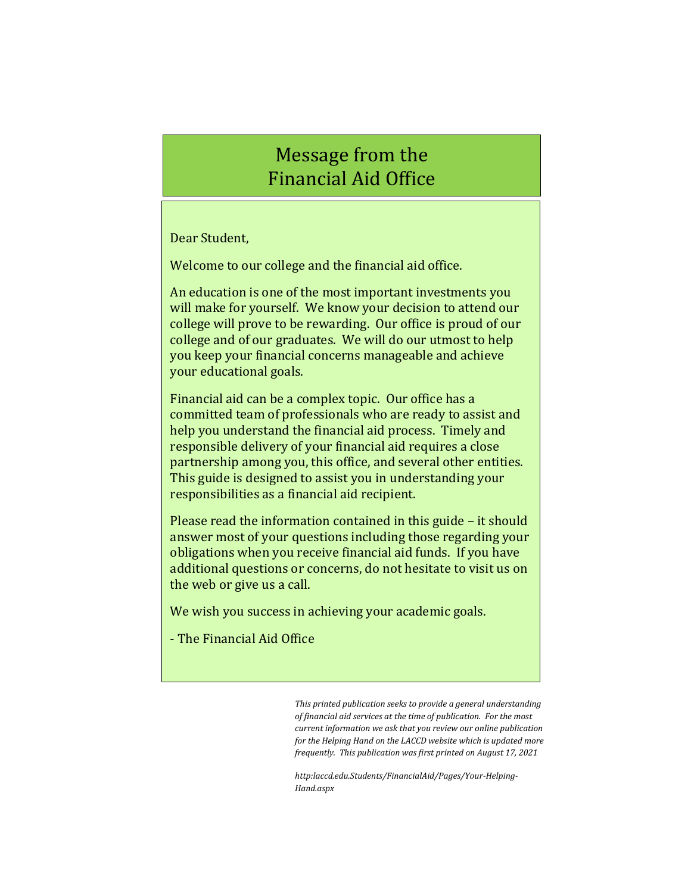# Message from the Financial Aid Office

Dear Student,

Welcome to our college and the financial aid office.

An education is one of the most important investments you will make for yourself. We know your decision to attend our college will prove to be rewarding. Our office is proud of our college and of our graduates. We will do our utmost to help you keep your financial concerns manageable and achieve your educational goals.

Financial aid can be a complex topic. Our office has a committed team of professionals who are ready to assist and help you understand the financial aid process. Timely and responsible delivery of your financial aid requires a close partnership among you, this office, and several other entities. This guide is designed to assist you in understanding your responsibilities as a financial aid recipient.

Please read the information contained in this guide – it should answer most of your questions including those regarding your obligations when you receive financial aid funds. If you have additional questions or concerns, do not hesitate to visit us on the web or give us a call.

We wish you success in achieving your academic goals.

- The Financial Aid Office

*This printed publication seeks to provide a general understanding of financial aid services at the time of publication. For the most current information we ask that you review our online publication for the Helping Hand on the LACCD website which is updated more frequently. This publication was first printed on August 17, 2021*

*http:laccd.edu.Students/FinancialAid/Pages/Your-Helping-Hand.aspx*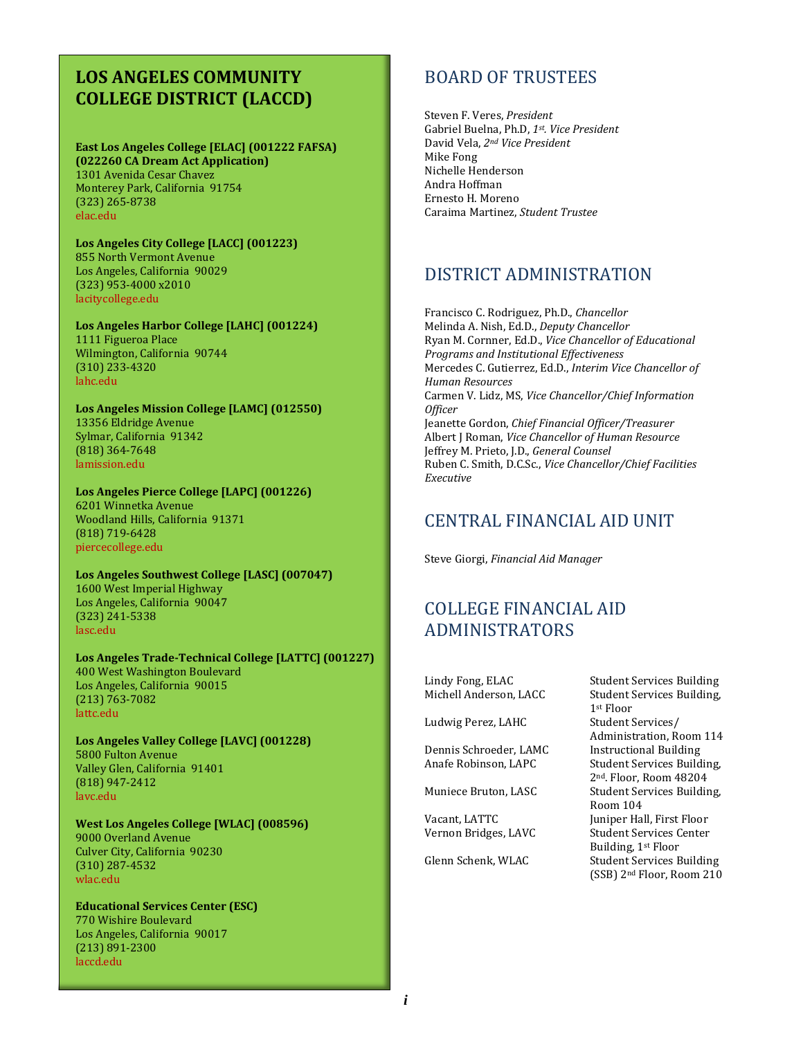## LOS ANGELES COMMUNITY COLLEGE DISTRICT (LACCD)

**East Los Angeles College [ELAC] (001222 FAFSA) (022260 CA Dream Act Application)**
1301 Avenida Cesar Chavez
Monterey Park, California 91754
(323) 265-8738
elac.edu

**Los Angeles City College [LACC] (001223)**
855 North Vermont Avenue
Los Angeles, California 90029
(323) 953-4000 x2010
lacitycollege.edu

**Los Angeles Harbor College [LAHC] (001224)**
1111 Figueroa Place
Wilmington, California 90744
(310) 233-4320
lahc.edu

**Los Angeles Mission College [LAMC] (012550)**
13356 Eldridge Avenue
Sylmar, California 91342
(818) 364-7648
lamission.edu

**Los Angeles Pierce College [LAPC] (001226)**
6201 Winnetka Avenue
Woodland Hills, California 91371
(818) 719-6428
piercecollege.edu

**Los Angeles Southwest College [LASC] (007047)**
1600 West Imperial Highway
Los Angeles, California 90047
(323) 241-5338
lasc.edu

**Los Angeles Trade-Technical College [LATTC] (001227)**
400 West Washington Boulevard
Los Angeles, California 90015
(213) 763-7082
lattc.edu

**Los Angeles Valley College [LAVC] (001228)**
5800 Fulton Avenue
Valley Glen, California 91401
(818) 947-2412
lavc.edu

**West Los Angeles College [WLAC] (008596)**
9000 Overland Avenue
Culver City, California 90230
(310) 287-4532
wlac.edu

**Educational Services Center (ESC)**
770 Wishire Boulevard
Los Angeles, California 90017
(213) 891-2300
laccd.edu

## BOARD OF TRUSTEES

Steven F. Veres, *President*
Gabriel Buelna, Ph.D, *1st. Vice President*
David Vela, *2nd Vice President*
Mike Fong
Nichelle Henderson
Andra Hoffman
Ernesto H. Moreno
Caraima Martinez, *Student Trustee*

## DISTRICT ADMINISTRATION

Francisco C. Rodriguez, Ph.D., *Chancellor*
Melinda A. Nish, Ed.D., *Deputy Chancellor*
Ryan M. Cornner, Ed.D., *Vice Chancellor of Educational Programs and Institutional Effectiveness*
Mercedes C. Gutierrez, Ed.D., *Interim Vice Chancellor of Human Resources*
Carmen V. Lidz, MS, *Vice Chancellor/Chief Information Officer*
Jeanette Gordon, *Chief Financial Officer/Treasurer*
Albert J Roman, *Vice Chancellor of Human Resource*
Jeffrey M. Prieto, J.D., *General Counsel*
Ruben C. Smith, D.C.Sc., *Vice Chancellor/Chief Facilities Executive*

## CENTRAL FINANCIAL AID UNIT

Steve Giorgi, *Financial Aid Manager*

## COLLEGE FINANCIAL AID ADMINISTRATORS

| | |
|---|---|
| Lindy Fong, ELAC | Student Services Building |
| Michell Anderson, LACC | Student Services Building, 1st Floor |
| Ludwig Perez, LAHC | Student Services/ Administration, Room 114 |
| Dennis Schroeder, LAMC | Instructional Building |
| Anafe Robinson, LAPC | Student Services Building, 2nd. Floor, Room 48204 |
| Muniece Bruton, LASC | Student Services Building, Room 104 |
| Vacant, LATTC | Juniper Hall, First Floor |
| Vernon Bridges, LAVC | Student Services Center Building, 1st Floor |
| Glenn Schenk, WLAC | Student Services Building (SSB) 2nd Floor, Room 210 |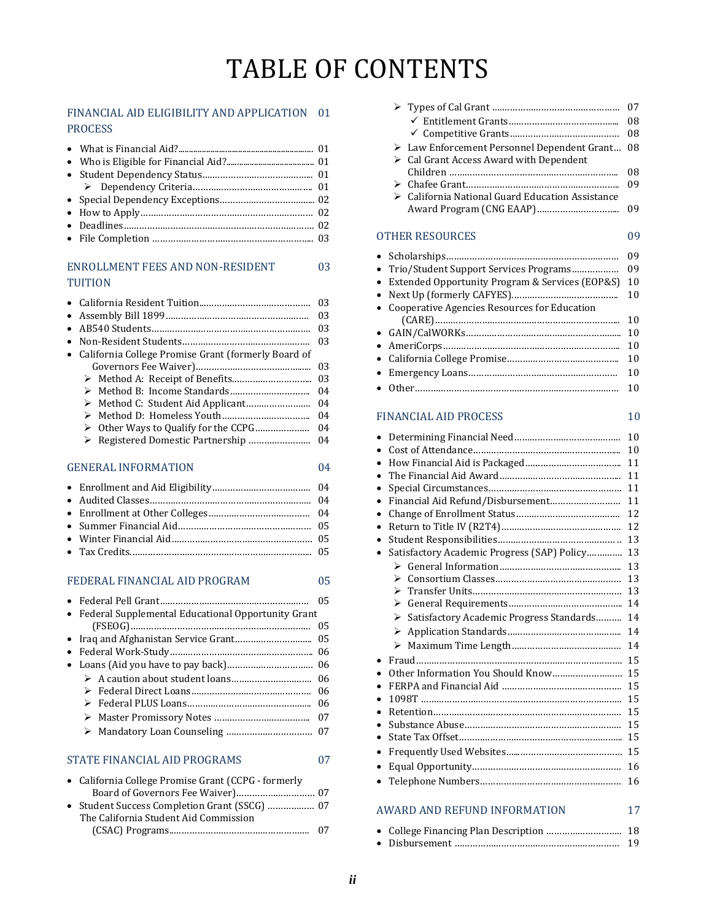# TABLE OF CONTENTS

## FINANCIAL AID ELIGIBILITY AND APPLICATION PROCESS 01

- What is Financial Aid? 01
- Who is Eligible for Financial Aid? 01
- Student Dependency Status 01
  - Dependency Criteria 01
- Special Dependency Exceptions 02
- How to Apply 02
- Deadlines 02
- File Completion 03

## ENROLLMENT FEES AND NON-RESIDENT TUITION 03

- California Resident Tuition 03
- Assembly Bill 1899 03
- AB540 Students 03
- Non-Resident Students 03
- California College Promise Grant (formerly Board of Governors Fee Waiver) 03
  - Method A: Receipt of Benefits 03
  - Method B: Income Standards 04
  - Method C: Student Aid Applicant 04
  - Method D: Homeless Youth 04
  - Other Ways to Qualify for the CCPG 04
  - Registered Domestic Partnership 04

## GENERAL INFORMATION 04

- Enrollment and Aid Eligibility 04
- Audited Classes 04
- Enrollment at Other Colleges 04
- Summer Financial Aid 05
- Winter Financial Aid 05
- Tax Credits 05

## FEDERAL FINANCIAL AID PROGRAM 05

- Federal Pell Grant 05
- Federal Supplemental Educational Opportunity Grant (FSEOG) 05
- Iraq and Afghanistan Service Grant 05
- Federal Work-Study 06
- Loans (Aid you have to pay back) 06
  - A caution about student loans 06
  - Federal Direct Loans 06
  - Federal PLUS Loans 06
  - Master Promissory Notes 07
  - Mandatory Loan Counseling 07

## STATE FINANCIAL AID PROGRAMS 07

- California College Promise Grant (CCPG - formerly Board of Governors Fee Waiver) 07
- Student Success Completion Grant (SSCG) 07
  The California Student Aid Commission (CSAC) Programs 07
  - Types of Cal Grant 07
    - ✓ Entitlement Grants 08
    - ✓ Competitive Grants 08
  - Law Enforcement Personnel Dependent Grant 08
  - Cal Grant Access Award with Dependent Children 08
  - Chafee Grant 09
  - California National Guard Education Assistance Award Program (CNG EAAP) 09

## OTHER RESOURCES 09

- Scholarships 09
- Trio/Student Support Services Programs 09
- Extended Opportunity Program & Services (EOP&S) 10
- Next Up (formerly CAFYES) 10
- Cooperative Agencies Resources for Education (CARE) 10
- GAIN/CalWORKs 10
- AmeriCorps 10
- California College Promise 10
- Emergency Loans 10
- Other 10

## FINANCIAL AID PROCESS 10

- Determining Financial Need 10
- Cost of Attendance 10
- How Financial Aid is Packaged 11
- The Financial Aid Award 11
- Special Circumstances 11
- Financial Aid Refund/Disbursement 11
- Change of Enrollment Status 12
- Return to Title IV (R2T4) 12
- Student Responsibilities 13
- Satisfactory Academic Progress (SAP) Policy 13
  - General Information 13
  - Consortium Classes 13
  - Transfer Units 13
  - General Requirements 14
  - Satisfactory Academic Progress Standards 14
  - Application Standards 14
  - Maximum Time Length 14
- Fraud 15
- Other Information You Should Know 15
- FERPA and Financial Aid 15
- 1098T 15
- Retention 15
- Substance Abuse 15
- State Tax Offset 15
- Frequently Used Websites 15
- Equal Opportunity 16
- Telephone Numbers 16

## AWARD AND REFUND INFORMATION 17

- College Financing Plan Description 18
- Disbursement 19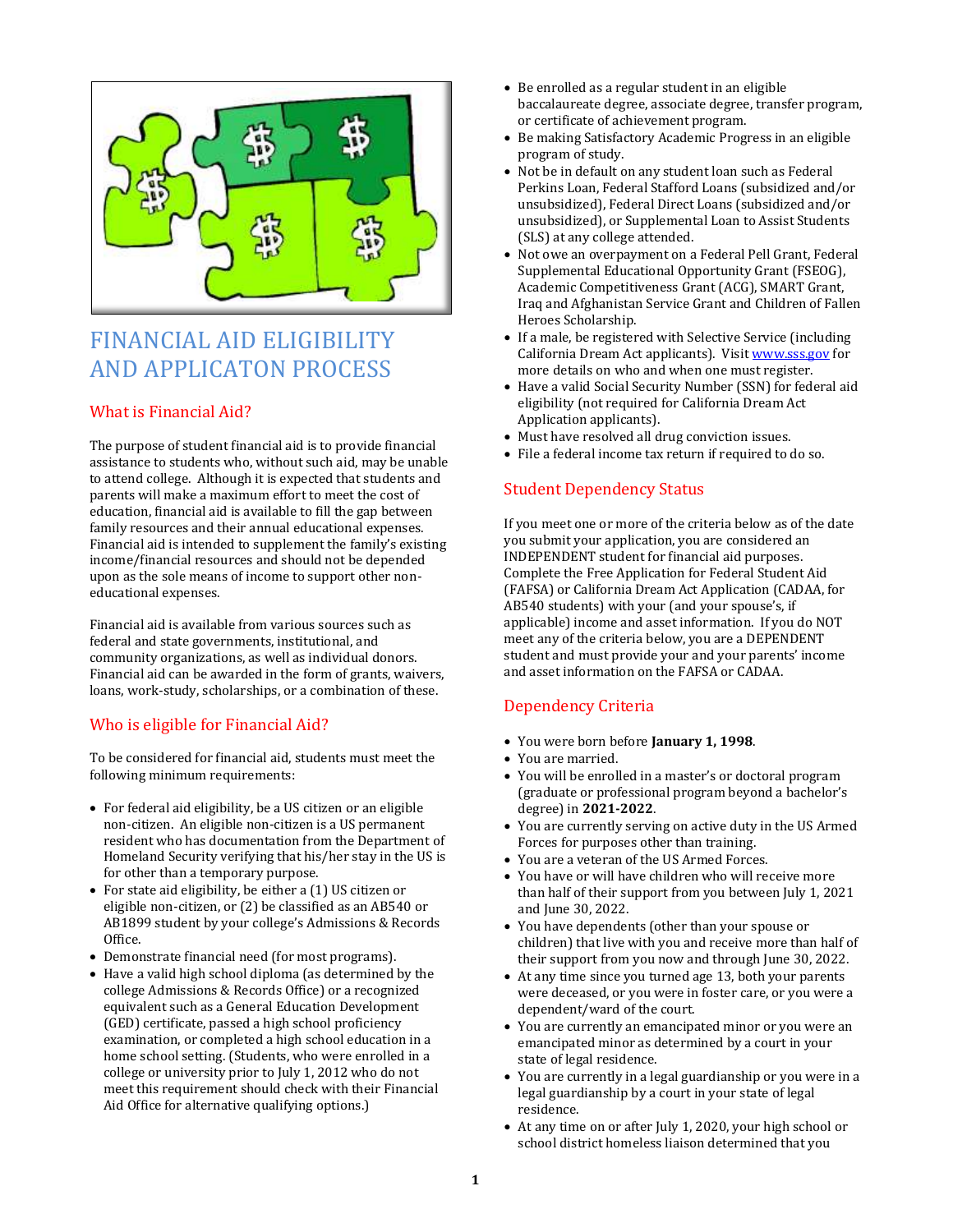# FINANCIAL AID ELIGIBILITY AND APPLICATON PROCESS

## What is Financial Aid?

The purpose of student financial aid is to provide financial assistance to students who, without such aid, may be unable to attend college. Although it is expected that students and parents will make a maximum effort to meet the cost of education, financial aid is available to fill the gap between family resources and their annual educational expenses. Financial aid is intended to supplement the family's existing income/financial resources and should not be depended upon as the sole means of income to support other non-educational expenses.

Financial aid is available from various sources such as federal and state governments, institutional, and community organizations, as well as individual donors. Financial aid can be awarded in the form of grants, waivers, loans, work-study, scholarships, or a combination of these.

## Who is eligible for Financial Aid?

To be considered for financial aid, students must meet the following minimum requirements:

- For federal aid eligibility, be a US citizen or an eligible non-citizen. An eligible non-citizen is a US permanent resident who has documentation from the Department of Homeland Security verifying that his/her stay in the US is for other than a temporary purpose.
- For state aid eligibility, be either a (1) US citizen or eligible non-citizen, or (2) be classified as an AB540 or AB1899 student by your college's Admissions & Records Office.
- Demonstrate financial need (for most programs).
- Have a valid high school diploma (as determined by the college Admissions & Records Office) or a recognized equivalent such as a General Education Development (GED) certificate, passed a high school proficiency examination, or completed a high school education in a home school setting. (Students, who were enrolled in a college or university prior to July 1, 2012 who do not meet this requirement should check with their Financial Aid Office for alternative qualifying options.)
- Be enrolled as a regular student in an eligible baccalaureate degree, associate degree, transfer program, or certificate of achievement program.
- Be making Satisfactory Academic Progress in an eligible program of study.
- Not be in default on any student loan such as Federal Perkins Loan, Federal Stafford Loans (subsidized and/or unsubsidized), Federal Direct Loans (subsidized and/or unsubsidized), or Supplemental Loan to Assist Students (SLS) at any college attended.
- Not owe an overpayment on a Federal Pell Grant, Federal Supplemental Educational Opportunity Grant (FSEOG), Academic Competitiveness Grant (ACG), SMART Grant, Iraq and Afghanistan Service Grant and Children of Fallen Heroes Scholarship.
- If a male, be registered with Selective Service (including California Dream Act applicants). Visit www.sss.gov for more details on who and when one must register.
- Have a valid Social Security Number (SSN) for federal aid eligibility (not required for California Dream Act Application applicants).
- Must have resolved all drug conviction issues.
- File a federal income tax return if required to do so.

## Student Dependency Status

If you meet one or more of the criteria below as of the date you submit your application, you are considered an INDEPENDENT student for financial aid purposes. Complete the Free Application for Federal Student Aid (FAFSA) or California Dream Act Application (CADAA, for AB540 students) with your (and your spouse's, if applicable) income and asset information. If you do NOT meet any of the criteria below, you are a DEPENDENT student and must provide your and your parents' income and asset information on the FAFSA or CADAA.

## Dependency Criteria

- You were born before **January 1, 1998**.
- You are married.
- You will be enrolled in a master's or doctoral program (graduate or professional program beyond a bachelor's degree) in **2021-2022**.
- You are currently serving on active duty in the US Armed Forces for purposes other than training.
- You are a veteran of the US Armed Forces.
- You have or will have children who will receive more than half of their support from you between July 1, 2021 and June 30, 2022.
- You have dependents (other than your spouse or children) that live with you and receive more than half of their support from you now and through June 30, 2022.
- At any time since you turned age 13, both your parents were deceased, or you were in foster care, or you were a dependent/ward of the court.
- You are currently an emancipated minor or you were an emancipated minor as determined by a court in your state of legal residence.
- You are currently in a legal guardianship or you were in a legal guardianship by a court in your state of legal residence.
- At any time on or after July 1, 2020, your high school or school district homeless liaison determined that you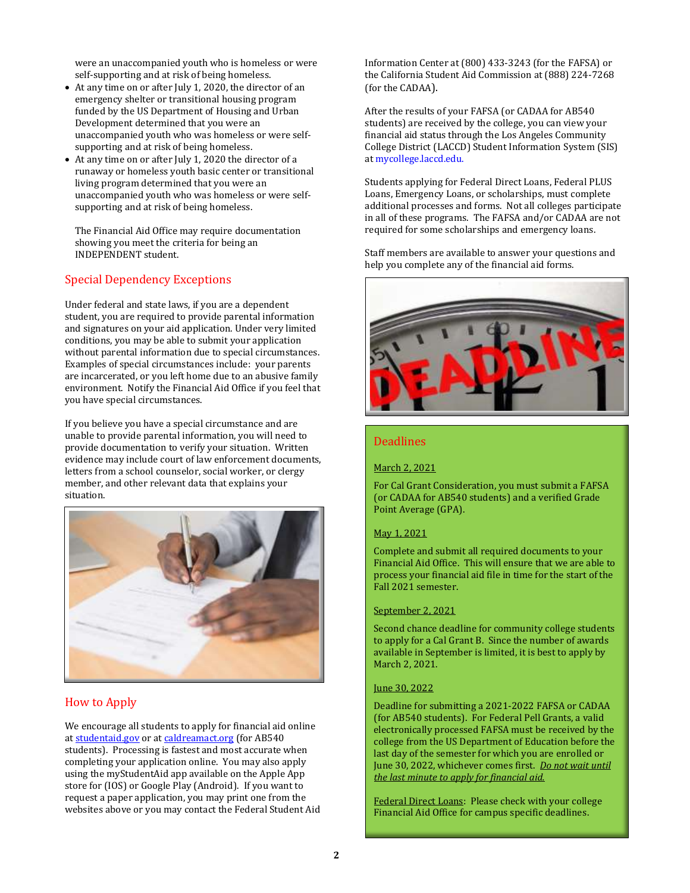were an unaccompanied youth who is homeless or were self-supporting and at risk of being homeless.

- At any time on or after July 1, 2020, the director of an emergency shelter or transitional housing program funded by the US Department of Housing and Urban Development determined that you were an unaccompanied youth who was homeless or were self-supporting and at risk of being homeless.
- At any time on or after July 1, 2020 the director of a runaway or homeless youth basic center or transitional living program determined that you were an unaccompanied youth who was homeless or were self-supporting and at risk of being homeless.

The Financial Aid Office may require documentation showing you meet the criteria for being an INDEPENDENT student.

## Special Dependency Exceptions

Under federal and state laws, if you are a dependent student, you are required to provide parental information and signatures on your aid application. Under very limited conditions, you may be able to submit your application without parental information due to special circumstances. Examples of special circumstances include: your parents are incarcerated, or you left home due to an abusive family environment. Notify the Financial Aid Office if you feel that you have special circumstances.

If you believe you have a special circumstance and are unable to provide parental information, you will need to provide documentation to verify your situation. Written evidence may include court of law enforcement documents, letters from a school counselor, social worker, or clergy member, and other relevant data that explains your situation.

## How to Apply

We encourage all students to apply for financial aid online at studentaid.gov or at caldreamact.org (for AB540 students). Processing is fastest and most accurate when completing your application online. You may also apply using the myStudentAid app available on the Apple App store for (IOS) or Google Play (Android). If you want to request a paper application, you may print one from the websites above or you may contact the Federal Student Aid Information Center at (800) 433-3243 (for the FAFSA) or the California Student Aid Commission at (888) 224-7268 (for the CADAA).

After the results of your FAFSA (or CADAA for AB540 students) are received by the college, you can view your financial aid status through the Los Angeles Community College District (LACCD) Student Information System (SIS) at mycollege.laccd.edu.

Students applying for Federal Direct Loans, Federal PLUS Loans, Emergency Loans, or scholarships, must complete additional processes and forms. Not all colleges participate in all of these programs. The FAFSA and/or CADAA are not required for some scholarships and emergency loans.

Staff members are available to answer your questions and help you complete any of the financial aid forms.

## Deadlines

March 2, 2021

For Cal Grant Consideration, you must submit a FAFSA (or CADAA for AB540 students) and a verified Grade Point Average (GPA).

May 1, 2021

Complete and submit all required documents to your Financial Aid Office. This will ensure that we are able to process your financial aid file in time for the start of the Fall 2021 semester.

September 2, 2021

Second chance deadline for community college students to apply for a Cal Grant B. Since the number of awards available in September is limited, it is best to apply by March 2, 2021.

June 30, 2022

Deadline for submitting a 2021-2022 FAFSA or CADAA (for AB540 students). For Federal Pell Grants, a valid electronically processed FAFSA must be received by the college from the US Department of Education before the last day of the semester for which you are enrolled or June 30, 2022, whichever comes first. ***Do not wait until the last minute to apply for financial aid.***

Federal Direct Loans: Please check with your college Financial Aid Office for campus specific deadlines.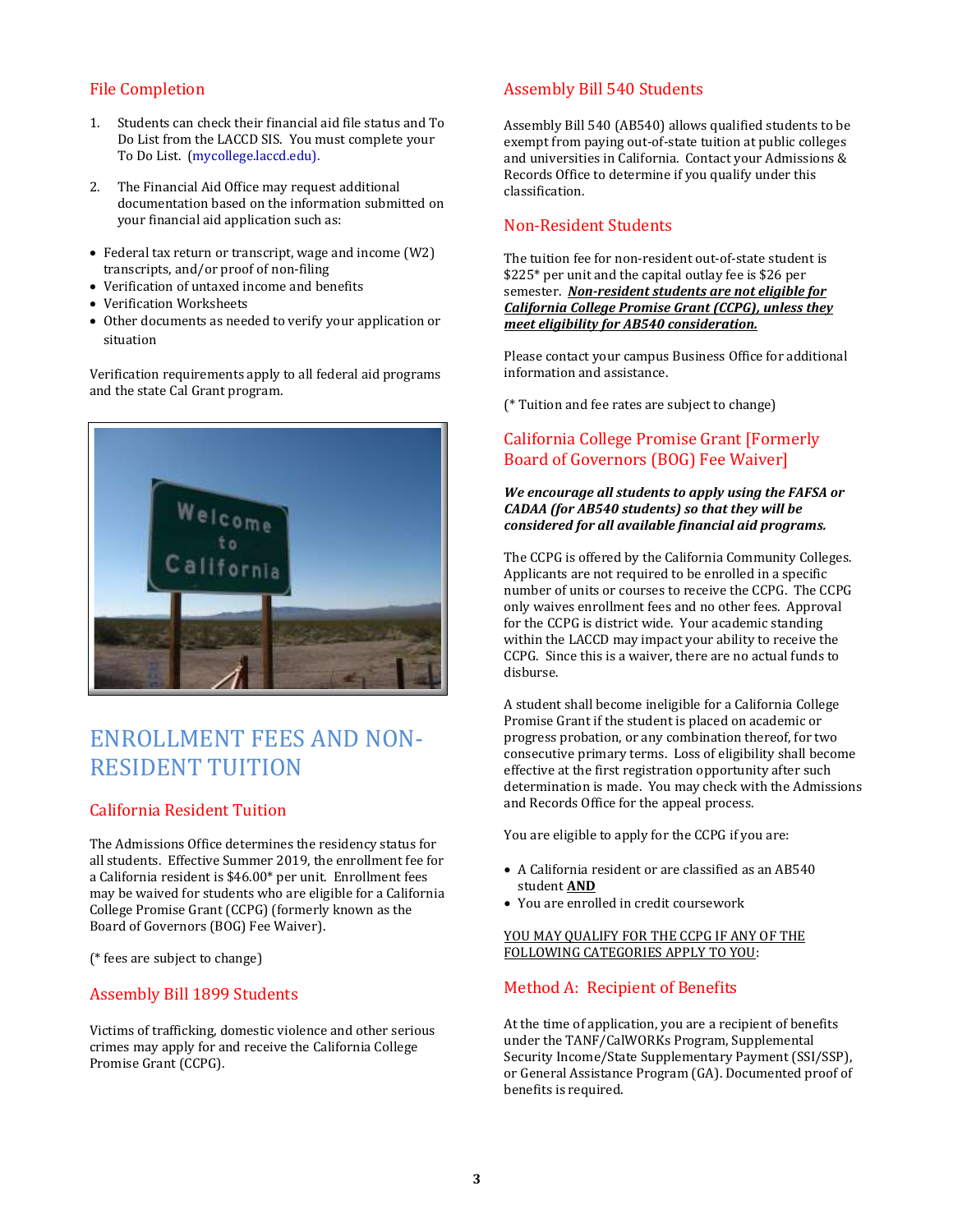## File Completion

1. Students can check their financial aid file status and To Do List from the LACCD SIS. You must complete your To Do List. (mycollege.laccd.edu).

2. The Financial Aid Office may request additional documentation based on the information submitted on your financial aid application such as:

- Federal tax return or transcript, wage and income (W2) transcripts, and/or proof of non-filing
- Verification of untaxed income and benefits
- Verification Worksheets
- Other documents as needed to verify your application or situation

Verification requirements apply to all federal aid programs and the state Cal Grant program.

# ENROLLMENT FEES AND NON-RESIDENT TUITION

## California Resident Tuition

The Admissions Office determines the residency status for all students. Effective Summer 2019, the enrollment fee for a California resident is $46.00* per unit. Enrollment fees may be waived for students who are eligible for a California College Promise Grant (CCPG) (formerly known as the Board of Governors (BOG) Fee Waiver).

(* fees are subject to change)

## Assembly Bill 1899 Students

Victims of trafficking, domestic violence and other serious crimes may apply for and receive the California College Promise Grant (CCPG).

## Assembly Bill 540 Students

Assembly Bill 540 (AB540) allows qualified students to be exempt from paying out-of-state tuition at public colleges and universities in California. Contact your Admissions & Records Office to determine if you qualify under this classification.

## Non-Resident Students

The tuition fee for non-resident out-of-state student is $225* per unit and the capital outlay fee is $26 per semester. ***Non-resident students are not eligible for California College Promise Grant (CCPG), unless they meet eligibility for AB540 consideration.***

Please contact your campus Business Office for additional information and assistance.

(* Tuition and fee rates are subject to change)

## California College Promise Grant [Formerly Board of Governors (BOG) Fee Waiver]

***We encourage all students to apply using the FAFSA or CADAA (for AB540 students) so that they will be considered for all available financial aid programs.***

The CCPG is offered by the California Community Colleges. Applicants are not required to be enrolled in a specific number of units or courses to receive the CCPG. The CCPG only waives enrollment fees and no other fees. Approval for the CCPG is district wide. Your academic standing within the LACCD may impact your ability to receive the CCPG. Since this is a waiver, there are no actual funds to disburse.

A student shall become ineligible for a California College Promise Grant if the student is placed on academic or progress probation, or any combination thereof, for two consecutive primary terms. Loss of eligibility shall become effective at the first registration opportunity after such determination is made. You may check with the Admissions and Records Office for the appeal process.

You are eligible to apply for the CCPG if you are:

- A California resident or are classified as an AB540 student **AND**
- You are enrolled in credit coursework

YOU MAY QUALIFY FOR THE CCPG IF ANY OF THE FOLLOWING CATEGORIES APPLY TO YOU:

## Method A: Recipient of Benefits

At the time of application, you are a recipient of benefits under the TANF/CalWORKs Program, Supplemental Security Income/State Supplementary Payment (SSI/SSP), or General Assistance Program (GA). Documented proof of benefits is required.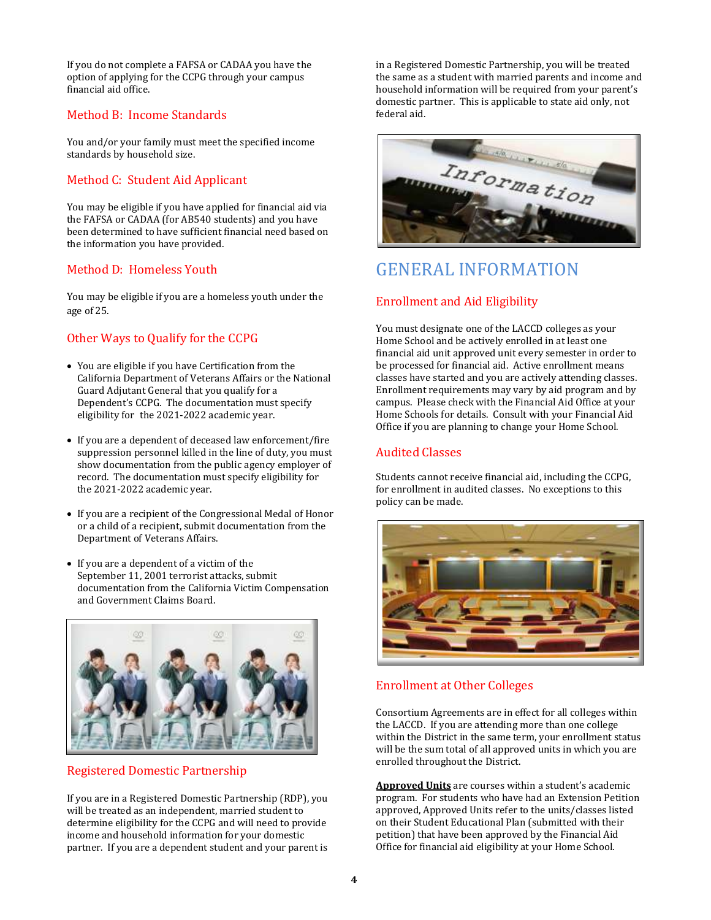If you do not complete a FAFSA or CADAA you have the option of applying for the CCPG through your campus financial aid office.

### Method B: Income Standards

You and/or your family must meet the specified income standards by household size.

### Method C: Student Aid Applicant

You may be eligible if you have applied for financial aid via the FAFSA or CADAA (for AB540 students) and you have been determined to have sufficient financial need based on the information you have provided.

### Method D: Homeless Youth

You may be eligible if you are a homeless youth under the age of 25.

### Other Ways to Qualify for the CCPG

- You are eligible if you have Certification from the California Department of Veterans Affairs or the National Guard Adjutant General that you qualify for a Dependent's CCPG. The documentation must specify eligibility for the 2021-2022 academic year.
- If you are a dependent of deceased law enforcement/fire suppression personnel killed in the line of duty, you must show documentation from the public agency employer of record. The documentation must specify eligibility for the 2021-2022 academic year.
- If you are a recipient of the Congressional Medal of Honor or a child of a recipient, submit documentation from the Department of Veterans Affairs.
- If you are a dependent of a victim of the September 11, 2001 terrorist attacks, submit documentation from the California Victim Compensation and Government Claims Board.

### Registered Domestic Partnership

If you are in a Registered Domestic Partnership (RDP), you will be treated as an independent, married student to determine eligibility for the CCPG and will need to provide income and household information for your domestic partner. If you are a dependent student and your parent is in a Registered Domestic Partnership, you will be treated the same as a student with married parents and income and household information will be required from your parent's domestic partner. This is applicable to state aid only, not federal aid.

## GENERAL INFORMATION

### Enrollment and Aid Eligibility

You must designate one of the LACCD colleges as your Home School and be actively enrolled in at least one financial aid unit approved unit every semester in order to be processed for financial aid. Active enrollment means classes have started and you are actively attending classes. Enrollment requirements may vary by aid program and by campus. Please check with the Financial Aid Office at your Home Schools for details. Consult with your Financial Aid Office if you are planning to change your Home School.

### Audited Classes

Students cannot receive financial aid, including the CCPG, for enrollment in audited classes. No exceptions to this policy can be made.

### Enrollment at Other Colleges

Consortium Agreements are in effect for all colleges within the LACCD. If you are attending more than one college within the District in the same term, your enrollment status will be the sum total of all approved units in which you are enrolled throughout the District.

**Approved Units** are courses within a student's academic program. For students who have had an Extension Petition approved, Approved Units refer to the units/classes listed on their Student Educational Plan (submitted with their petition) that have been approved by the Financial Aid Office for financial aid eligibility at your Home School.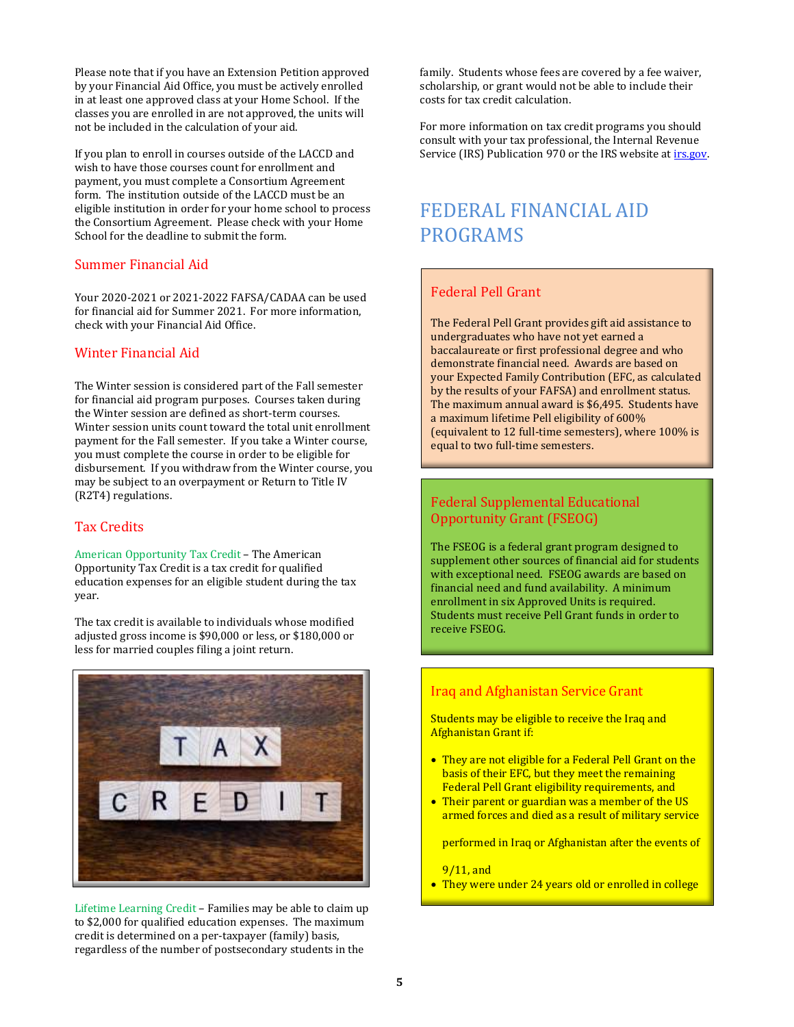Please note that if you have an Extension Petition approved by your Financial Aid Office, you must be actively enrolled in at least one approved class at your Home School. If the classes you are enrolled in are not approved, the units will not be included in the calculation of your aid.

If you plan to enroll in courses outside of the LACCD and wish to have those courses count for enrollment and payment, you must complete a Consortium Agreement form. The institution outside of the LACCD must be an eligible institution in order for your home school to process the Consortium Agreement. Please check with your Home School for the deadline to submit the form.

### Summer Financial Aid

Your 2020-2021 or 2021-2022 FAFSA/CADAA can be used for financial aid for Summer 2021. For more information, check with your Financial Aid Office.

### Winter Financial Aid

The Winter session is considered part of the Fall semester for financial aid program purposes. Courses taken during the Winter session are defined as short-term courses. Winter session units count toward the total unit enrollment payment for the Fall semester. If you take a Winter course, you must complete the course in order to be eligible for disbursement. If you withdraw from the Winter course, you may be subject to an overpayment or Return to Title IV (R2T4) regulations.

### Tax Credits

American Opportunity Tax Credit – The American Opportunity Tax Credit is a tax credit for qualified education expenses for an eligible student during the tax year.

The tax credit is available to individuals whose modified adjusted gross income is $90,000 or less, or $180,000 or less for married couples filing a joint return.

Lifetime Learning Credit – Families may be able to claim up to $2,000 for qualified education expenses. The maximum credit is determined on a per-taxpayer (family) basis, regardless of the number of postsecondary students in the family. Students whose fees are covered by a fee waiver, scholarship, or grant would not be able to include their costs for tax credit calculation.

For more information on tax credit programs you should consult with your tax professional, the Internal Revenue Service (IRS) Publication 970 or the IRS website at irs.gov.

## FEDERAL FINANCIAL AID PROGRAMS

### Federal Pell Grant

The Federal Pell Grant provides gift aid assistance to undergraduates who have not yet earned a baccalaureate or first professional degree and who demonstrate financial need. Awards are based on your Expected Family Contribution (EFC, as calculated by the results of your FAFSA) and enrollment status. The maximum annual award is $6,495. Students have a maximum lifetime Pell eligibility of 600% (equivalent to 12 full-time semesters), where 100% is equal to two full-time semesters.

### Federal Supplemental Educational Opportunity Grant (FSEOG)

The FSEOG is a federal grant program designed to supplement other sources of financial aid for students with exceptional need. FSEOG awards are based on financial need and fund availability. A minimum enrollment in six Approved Units is required. Students must receive Pell Grant funds in order to receive FSEOG.

### Iraq and Afghanistan Service Grant

Students may be eligible to receive the Iraq and Afghanistan Grant if:

- They are not eligible for a Federal Pell Grant on the basis of their EFC, but they meet the remaining Federal Pell Grant eligibility requirements, and
- Their parent or guardian was a member of the US armed forces and died as a result of military service performed in Iraq or Afghanistan after the events of 9/11, and
- They were under 24 years old or enrolled in college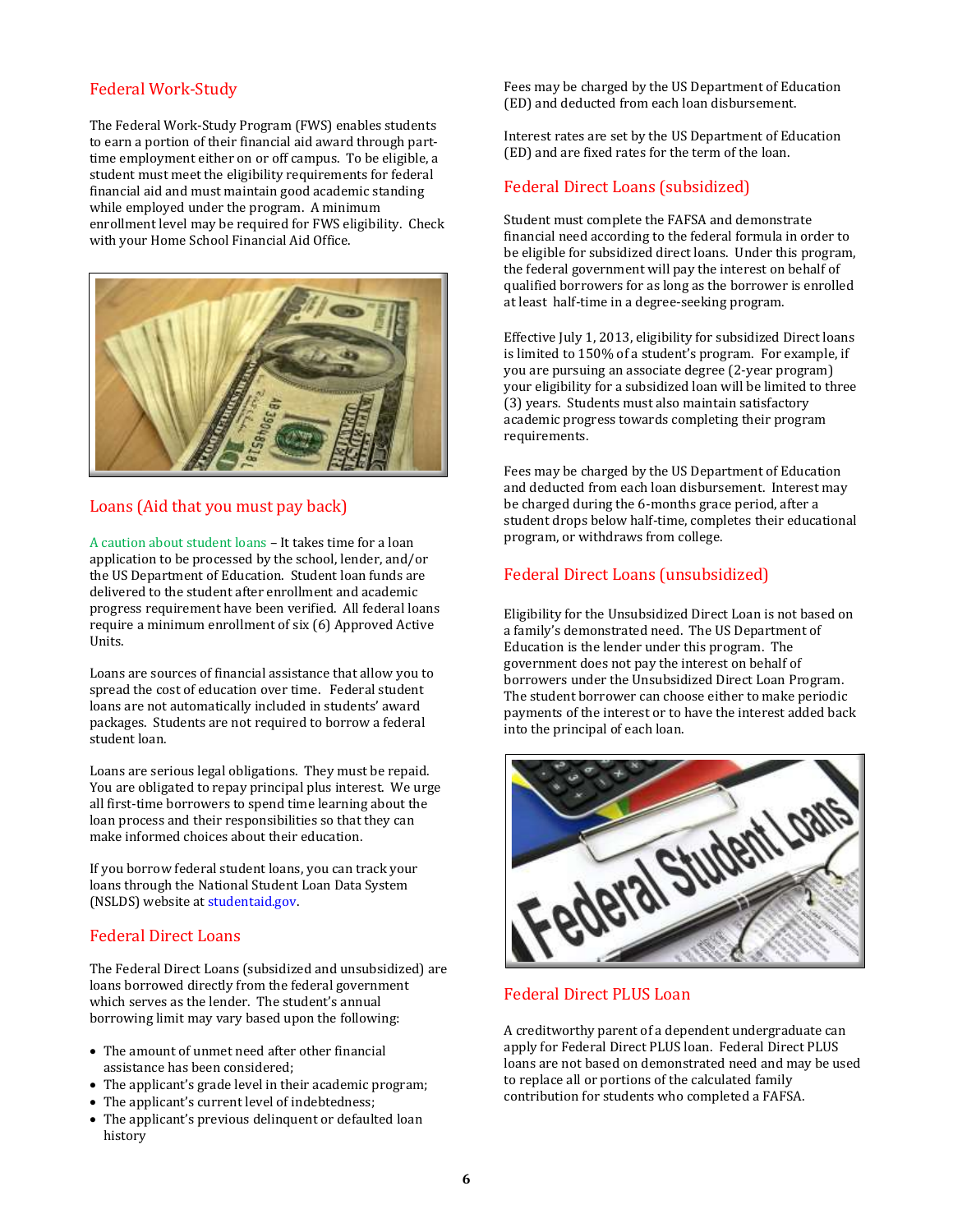## Federal Work-Study

The Federal Work-Study Program (FWS) enables students to earn a portion of their financial aid award through part-time employment either on or off campus. To be eligible, a student must meet the eligibility requirements for federal financial aid and must maintain good academic standing while employed under the program. A minimum enrollment level may be required for FWS eligibility. Check with your Home School Financial Aid Office.

## Loans (Aid that you must pay back)

A caution about student loans – It takes time for a loan application to be processed by the school, lender, and/or the US Department of Education. Student loan funds are delivered to the student after enrollment and academic progress requirement have been verified. All federal loans require a minimum enrollment of six (6) Approved Active Units.

Loans are sources of financial assistance that allow you to spread the cost of education over time. Federal student loans are not automatically included in students' award packages. Students are not required to borrow a federal student loan.

Loans are serious legal obligations. They must be repaid. You are obligated to repay principal plus interest. We urge all first-time borrowers to spend time learning about the loan process and their responsibilities so that they can make informed choices about their education.

If you borrow federal student loans, you can track your loans through the National Student Loan Data System (NSLDS) website at studentaid.gov.

## Federal Direct Loans

The Federal Direct Loans (subsidized and unsubsidized) are loans borrowed directly from the federal government which serves as the lender. The student's annual borrowing limit may vary based upon the following:

- The amount of unmet need after other financial assistance has been considered;
- The applicant's grade level in their academic program;
- The applicant's current level of indebtedness;
- The applicant's previous delinquent or defaulted loan history

Fees may be charged by the US Department of Education (ED) and deducted from each loan disbursement.

Interest rates are set by the US Department of Education (ED) and are fixed rates for the term of the loan.

## Federal Direct Loans (subsidized)

Student must complete the FAFSA and demonstrate financial need according to the federal formula in order to be eligible for subsidized direct loans. Under this program, the federal government will pay the interest on behalf of qualified borrowers for as long as the borrower is enrolled at least half-time in a degree-seeking program.

Effective July 1, 2013, eligibility for subsidized Direct loans is limited to 150% of a student's program. For example, if you are pursuing an associate degree (2-year program) your eligibility for a subsidized loan will be limited to three (3) years. Students must also maintain satisfactory academic progress towards completing their program requirements.

Fees may be charged by the US Department of Education and deducted from each loan disbursement. Interest may be charged during the 6-months grace period, after a student drops below half-time, completes their educational program, or withdraws from college.

## Federal Direct Loans (unsubsidized)

Eligibility for the Unsubsidized Direct Loan is not based on a family's demonstrated need. The US Department of Education is the lender under this program. The government does not pay the interest on behalf of borrowers under the Unsubsidized Direct Loan Program. The student borrower can choose either to make periodic payments of the interest or to have the interest added back into the principal of each loan.

## Federal Direct PLUS Loan

A creditworthy parent of a dependent undergraduate can apply for Federal Direct PLUS loan. Federal Direct PLUS loans are not based on demonstrated need and may be used to replace all or portions of the calculated family contribution for students who completed a FAFSA.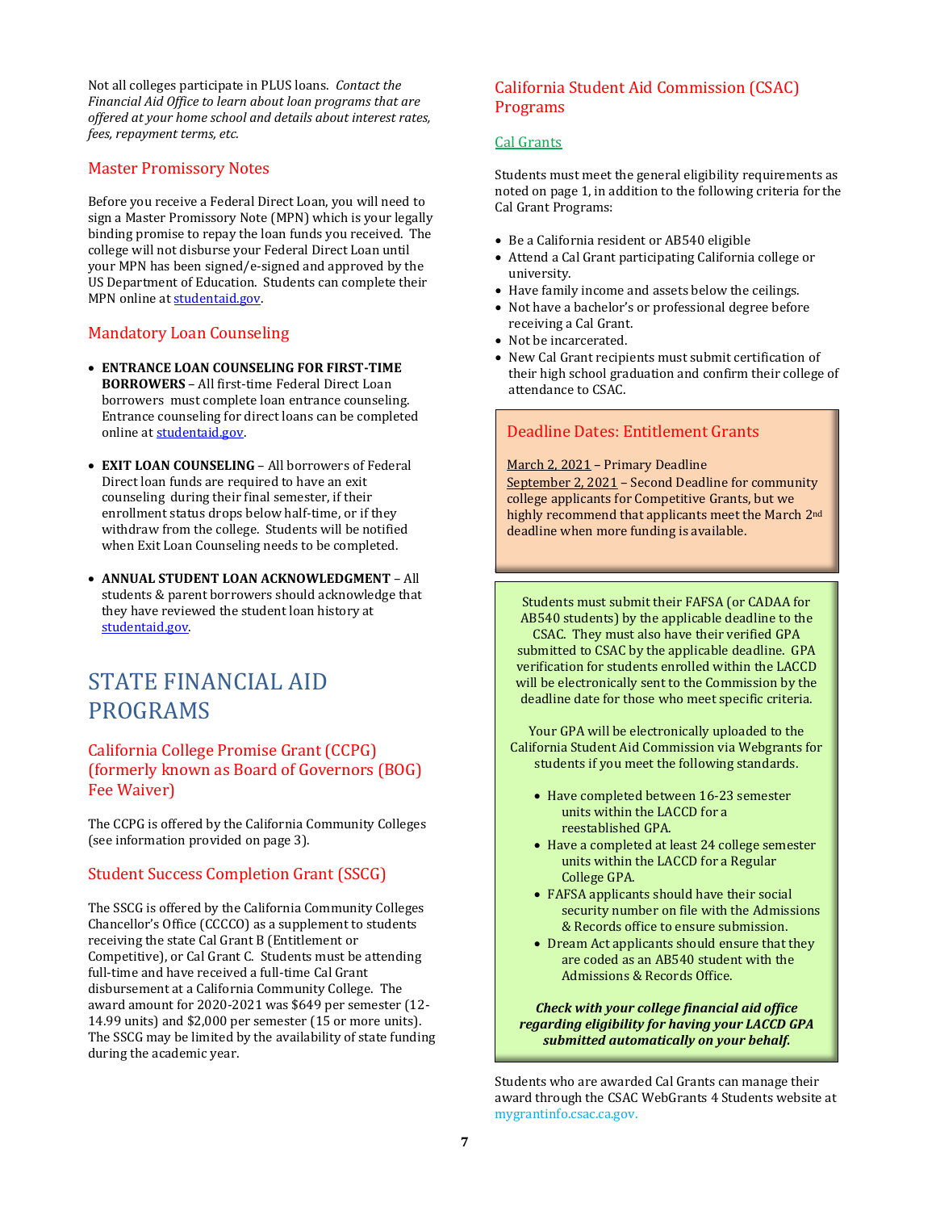Not all colleges participate in PLUS loans. *Contact the Financial Aid Office to learn about loan programs that are offered at your home school and details about interest rates, fees, repayment terms, etc.*

### Master Promissory Notes

Before you receive a Federal Direct Loan, you will need to sign a Master Promissory Note (MPN) which is your legally binding promise to repay the loan funds you received. The college will not disburse your Federal Direct Loan until your MPN has been signed/e-signed and approved by the US Department of Education. Students can complete their MPN online at studentaid.gov.

### Mandatory Loan Counseling

- **ENTRANCE LOAN COUNSELING FOR FIRST-TIME BORROWERS** – All first-time Federal Direct Loan borrowers must complete loan entrance counseling. Entrance counseling for direct loans can be completed online at studentaid.gov.

- **EXIT LOAN COUNSELING** – All borrowers of Federal Direct loan funds are required to have an exit counseling during their final semester, if their enrollment status drops below half-time, or if they withdraw from the college. Students will be notified when Exit Loan Counseling needs to be completed.

- **ANNUAL STUDENT LOAN ACKNOWLEDGMENT** – All students & parent borrowers should acknowledge that they have reviewed the student loan history at studentaid.gov.

# STATE FINANCIAL AID PROGRAMS

### California College Promise Grant (CCPG) (formerly known as Board of Governors (BOG) Fee Waiver)

The CCPG is offered by the California Community Colleges (see information provided on page 3).

### Student Success Completion Grant (SSCG)

The SSCG is offered by the California Community Colleges Chancellor's Office (CCCCO) as a supplement to students receiving the state Cal Grant B (Entitlement or Competitive), or Cal Grant C. Students must be attending full-time and have received a full-time Cal Grant disbursement at a California Community College. The award amount for 2020-2021 was $649 per semester (12-14.99 units) and $2,000 per semester (15 or more units). The SSCG may be limited by the availability of state funding during the academic year.

### California Student Aid Commission (CSAC) Programs

#### Cal Grants

Students must meet the general eligibility requirements as noted on page 1, in addition to the following criteria for the Cal Grant Programs:

- Be a California resident or AB540 eligible
- Attend a Cal Grant participating California college or university.
- Have family income and assets below the ceilings.
- Not have a bachelor's or professional degree before receiving a Cal Grant.
- Not be incarcerated.
- New Cal Grant recipients must submit certification of their high school graduation and confirm their college of attendance to CSAC.

#### Deadline Dates: Entitlement Grants

March 2, 2021 – Primary Deadline
September 2, 2021 – Second Deadline for community college applicants for Competitive Grants, but we highly recommend that applicants meet the March 2nd deadline when more funding is available.

Students must submit their FAFSA (or CADAA for AB540 students) by the applicable deadline to the CSAC. They must also have their verified GPA submitted to CSAC by the applicable deadline. GPA verification for students enrolled within the LACCD will be electronically sent to the Commission by the deadline date for those who meet specific criteria.

Your GPA will be electronically uploaded to the California Student Aid Commission via Webgrants for students if you meet the following standards.

- Have completed between 16-23 semester units within the LACCD for a reestablished GPA.
- Have a completed at least 24 college semester units within the LACCD for a Regular College GPA.
- FAFSA applicants should have their social security number on file with the Admissions & Records office to ensure submission.
- Dream Act applicants should ensure that they are coded as an AB540 student with the Admissions & Records Office.

***Check with your college financial aid office regarding eligibility for having your LACCD GPA submitted automatically on your behalf.***

Students who are awarded Cal Grants can manage their award through the CSAC WebGrants 4 Students website at mygrantinfo.csac.ca.gov.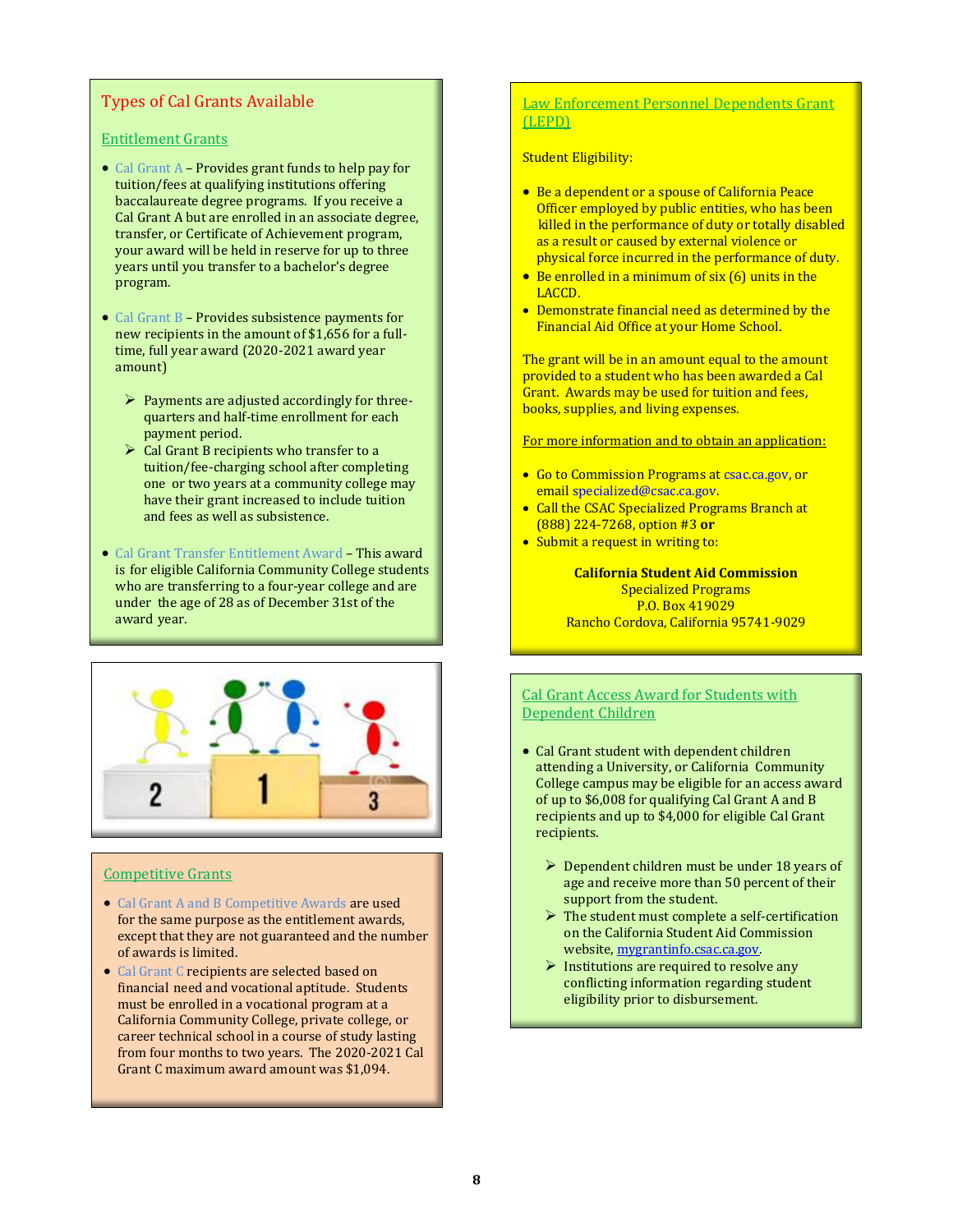## Types of Cal Grants Available

### Entitlement Grants

- Cal Grant A – Provides grant funds to help pay for tuition/fees at qualifying institutions offering baccalaureate degree programs. If you receive a Cal Grant A but are enrolled in an associate degree, transfer, or Certificate of Achievement program, your award will be held in reserve for up to three years until you transfer to a bachelor's degree program.

- Cal Grant B – Provides subsistence payments for new recipients in the amount of $1,656 for a full-time, full year award (2020-2021 award year amount)

  - Payments are adjusted accordingly for three-quarters and half-time enrollment for each payment period.
  - Cal Grant B recipients who transfer to a tuition/fee-charging school after completing one or two years at a community college may have their grant increased to include tuition and fees as well as subsistence.

- Cal Grant Transfer Entitlement Award – This award is for eligible California Community College students who are transferring to a four-year college and are under the age of 28 as of December 31st of the award year.

### Competitive Grants

- Cal Grant A and B Competitive Awards are used for the same purpose as the entitlement awards, except that they are not guaranteed and the number of awards is limited.
- Cal Grant C recipients are selected based on financial need and vocational aptitude. Students must be enrolled in a vocational program at a California Community College, private college, or career technical school in a course of study lasting from four months to two years. The 2020-2021 Cal Grant C maximum award amount was $1,094.

### Law Enforcement Personnel Dependents Grant (LEPD)

Student Eligibility:

- Be a dependent or a spouse of California Peace Officer employed by public entities, who has been killed in the performance of duty or totally disabled as a result or caused by external violence or physical force incurred in the performance of duty.
- Be enrolled in a minimum of six (6) units in the LACCD.
- Demonstrate financial need as determined by the Financial Aid Office at your Home School.

The grant will be in an amount equal to the amount provided to a student who has been awarded a Cal Grant. Awards may be used for tuition and fees, books, supplies, and living expenses.

For more information and to obtain an application:

- Go to Commission Programs at csac.ca.gov, or email specialized@csac.ca.gov.
- Call the CSAC Specialized Programs Branch at (888) 224-7268, option #3 **or**
- Submit a request in writing to:

**California Student Aid Commission**
Specialized Programs
P.O. Box 419029
Rancho Cordova, California 95741-9029

### Cal Grant Access Award for Students with Dependent Children

- Cal Grant student with dependent children attending a University, or California Community College campus may be eligible for an access award of up to $6,008 for qualifying Cal Grant A and B recipients and up to $4,000 for eligible Cal Grant recipients.

  - Dependent children must be under 18 years of age and receive more than 50 percent of their support from the student.
  - The student must complete a self-certification on the California Student Aid Commission website, mygrantinfo.csac.ca.gov.
  - Institutions are required to resolve any conflicting information regarding student eligibility prior to disbursement.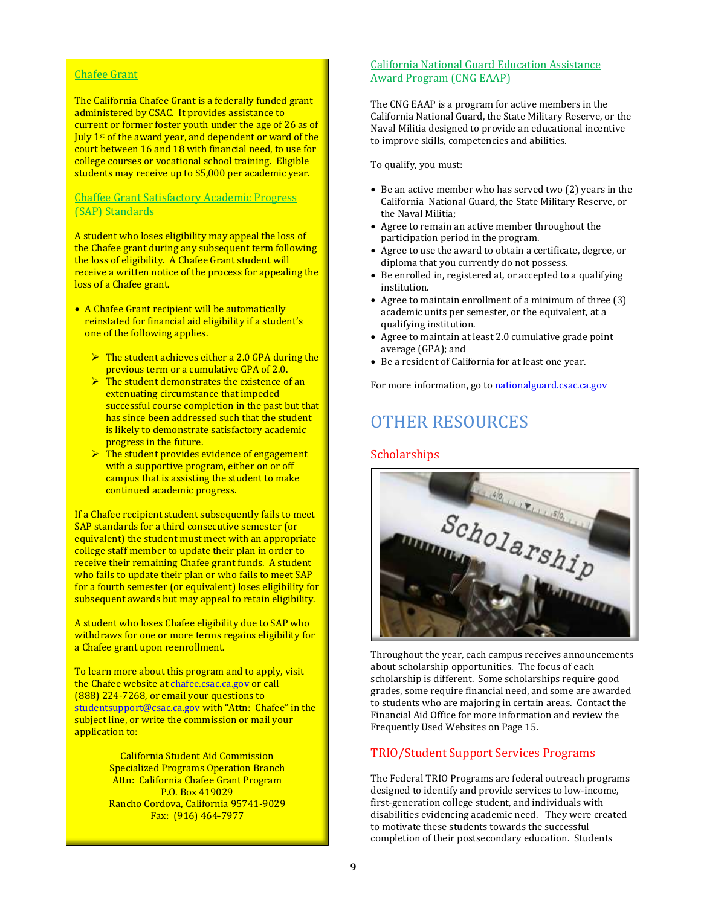## Chafee Grant

The California Chafee Grant is a federally funded grant administered by CSAC. It provides assistance to current or former foster youth under the age of 26 as of July 1st of the award year, and dependent or ward of the court between 16 and 18 with financial need, to use for college courses or vocational school training. Eligible students may receive up to $5,000 per academic year.

### Chaffee Grant Satisfactory Academic Progress (SAP) Standards

A student who loses eligibility may appeal the loss of the Chafee grant during any subsequent term following the loss of eligibility. A Chafee Grant student will receive a written notice of the process for appealing the loss of a Chafee grant.

- A Chafee Grant recipient will be automatically reinstated for financial aid eligibility if a student's one of the following applies.
  - The student achieves either a 2.0 GPA during the previous term or a cumulative GPA of 2.0.
  - The student demonstrates the existence of an extenuating circumstance that impeded successful course completion in the past but that has since been addressed such that the student is likely to demonstrate satisfactory academic progress in the future.
  - The student provides evidence of engagement with a supportive program, either on or off campus that is assisting the student to make continued academic progress.

If a Chafee recipient student subsequently fails to meet SAP standards for a third consecutive semester (or equivalent) the student must meet with an appropriate college staff member to update their plan in order to receive their remaining Chafee grant funds. A student who fails to update their plan or who fails to meet SAP for a fourth semester (or equivalent) loses eligibility for subsequent awards but may appeal to retain eligibility.

A student who loses Chafee eligibility due to SAP who withdraws for one or more terms regains eligibility for a Chafee grant upon reenrollment.

To learn more about this program and to apply, visit the Chafee website at chafee.csac.ca.gov or call (888) 224-7268, or email your questions to studentsupport@csac.ca.gov with "Attn: Chafee" in the subject line, or write the commission or mail your application to:

California Student Aid Commission
Specialized Programs Operation Branch
Attn: California Chafee Grant Program
P.O. Box 419029
Rancho Cordova, California 95741-9029
Fax: (916) 464-7977

## California National Guard Education Assistance Award Program (CNG EAAP)

The CNG EAAP is a program for active members in the California National Guard, the State Military Reserve, or the Naval Militia designed to provide an educational incentive to improve skills, competencies and abilities.

To qualify, you must:

- Be an active member who has served two (2) years in the California National Guard, the State Military Reserve, or the Naval Militia;
- Agree to remain an active member throughout the participation period in the program.
- Agree to use the award to obtain a certificate, degree, or diploma that you currently do not possess.
- Be enrolled in, registered at, or accepted to a qualifying institution.
- Agree to maintain enrollment of a minimum of three (3) academic units per semester, or the equivalent, at a qualifying institution.
- Agree to maintain at least 2.0 cumulative grade point average (GPA); and
- Be a resident of California for at least one year.

For more information, go to nationalguard.csac.ca.gov

# OTHER RESOURCES

## Scholarships

Throughout the year, each campus receives announcements about scholarship opportunities. The focus of each scholarship is different. Some scholarships require good grades, some require financial need, and some are awarded to students who are majoring in certain areas. Contact the Financial Aid Office for more information and review the Frequently Used Websites on Page 15.

## TRIO/Student Support Services Programs

The Federal TRIO Programs are federal outreach programs designed to identify and provide services to low-income, first-generation college student, and individuals with disabilities evidencing academic need. They were created to motivate these students towards the successful completion of their postsecondary education. Students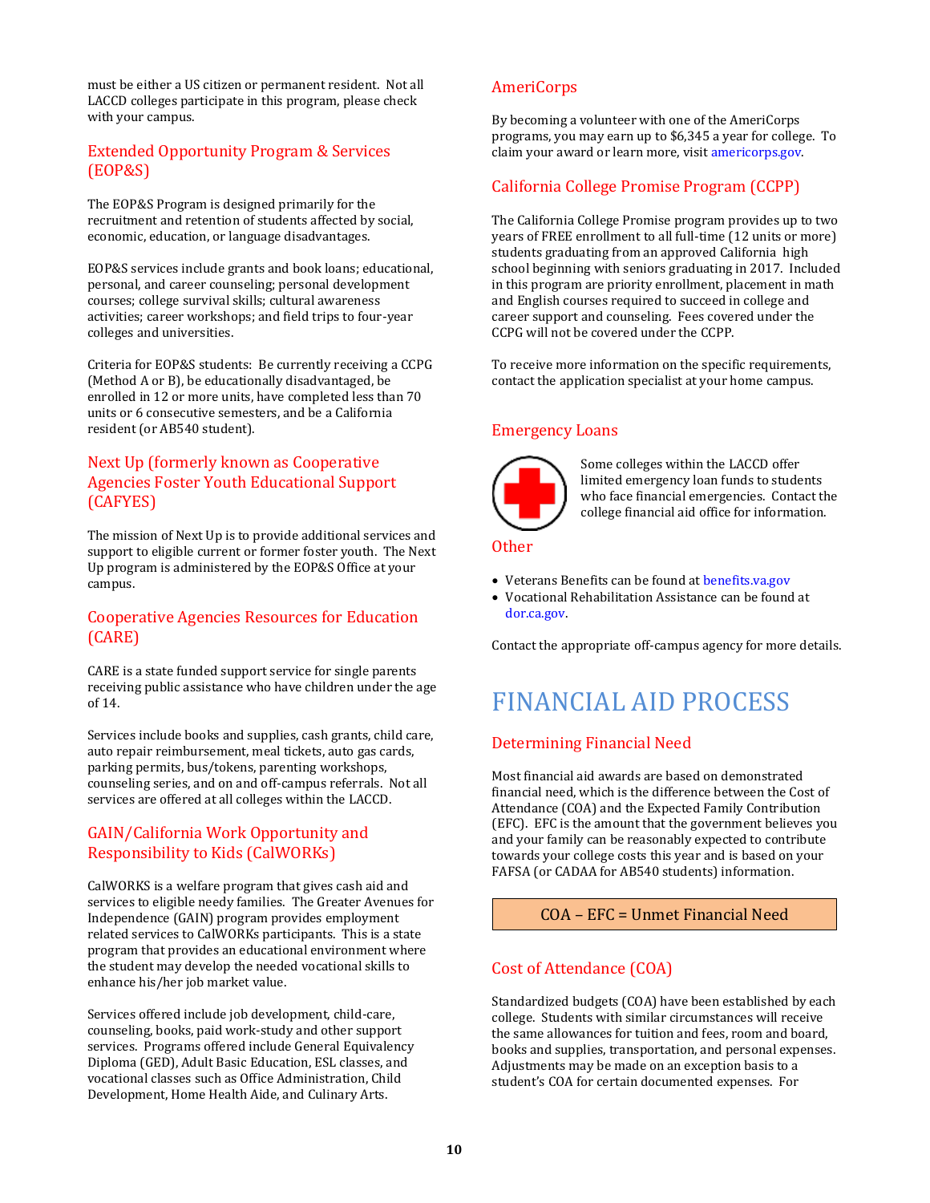must be either a US citizen or permanent resident. Not all LACCD colleges participate in this program, please check with your campus.

### Extended Opportunity Program & Services (EOP&S)

The EOP&S Program is designed primarily for the recruitment and retention of students affected by social, economic, education, or language disadvantages.

EOP&S services include grants and book loans; educational, personal, and career counseling; personal development courses; college survival skills; cultural awareness activities; career workshops; and field trips to four-year colleges and universities.

Criteria for EOP&S students: Be currently receiving a CCPG (Method A or B), be educationally disadvantaged, be enrolled in 12 or more units, have completed less than 70 units or 6 consecutive semesters, and be a California resident (or AB540 student).

### Next Up (formerly known as Cooperative Agencies Foster Youth Educational Support (CAFYES)

The mission of Next Up is to provide additional services and support to eligible current or former foster youth. The Next Up program is administered by the EOP&S Office at your campus.

### Cooperative Agencies Resources for Education (CARE)

CARE is a state funded support service for single parents receiving public assistance who have children under the age of 14.

Services include books and supplies, cash grants, child care, auto repair reimbursement, meal tickets, auto gas cards, parking permits, bus/tokens, parenting workshops, counseling series, and on and off-campus referrals. Not all services are offered at all colleges within the LACCD.

### GAIN/California Work Opportunity and Responsibility to Kids (CalWORKs)

CalWORKS is a welfare program that gives cash aid and services to eligible needy families. The Greater Avenues for Independence (GAIN) program provides employment related services to CalWORKs participants. This is a state program that provides an educational environment where the student may develop the needed vocational skills to enhance his/her job market value.

Services offered include job development, child-care, counseling, books, paid work-study and other support services. Programs offered include General Equivalency Diploma (GED), Adult Basic Education, ESL classes, and vocational classes such as Office Administration, Child Development, Home Health Aide, and Culinary Arts.

### AmeriCorps

By becoming a volunteer with one of the AmeriCorps programs, you may earn up to $6,345 a year for college. To claim your award or learn more, visit americorps.gov.

### California College Promise Program (CCPP)

The California College Promise program provides up to two years of FREE enrollment to all full-time (12 units or more) students graduating from an approved California high school beginning with seniors graduating in 2017. Included in this program are priority enrollment, placement in math and English courses required to succeed in college and career support and counseling. Fees covered under the CCPG will not be covered under the CCPP.

To receive more information on the specific requirements, contact the application specialist at your home campus.

### Emergency Loans

Some colleges within the LACCD offer limited emergency loan funds to students who face financial emergencies. Contact the college financial aid office for information.

### Other

- Veterans Benefits can be found at benefits.va.gov
- Vocational Rehabilitation Assistance can be found at dor.ca.gov.

Contact the appropriate off-campus agency for more details.

# FINANCIAL AID PROCESS

### Determining Financial Need

Most financial aid awards are based on demonstrated financial need, which is the difference between the Cost of Attendance (COA) and the Expected Family Contribution (EFC). EFC is the amount that the government believes you and your family can be reasonably expected to contribute towards your college costs this year and is based on your FAFSA (or CADAA for AB540 students) information.

**COA – EFC = Unmet Financial Need**

### Cost of Attendance (COA)

Standardized budgets (COA) have been established by each college. Students with similar circumstances will receive the same allowances for tuition and fees, room and board, books and supplies, transportation, and personal expenses. Adjustments may be made on an exception basis to a student's COA for certain documented expenses. For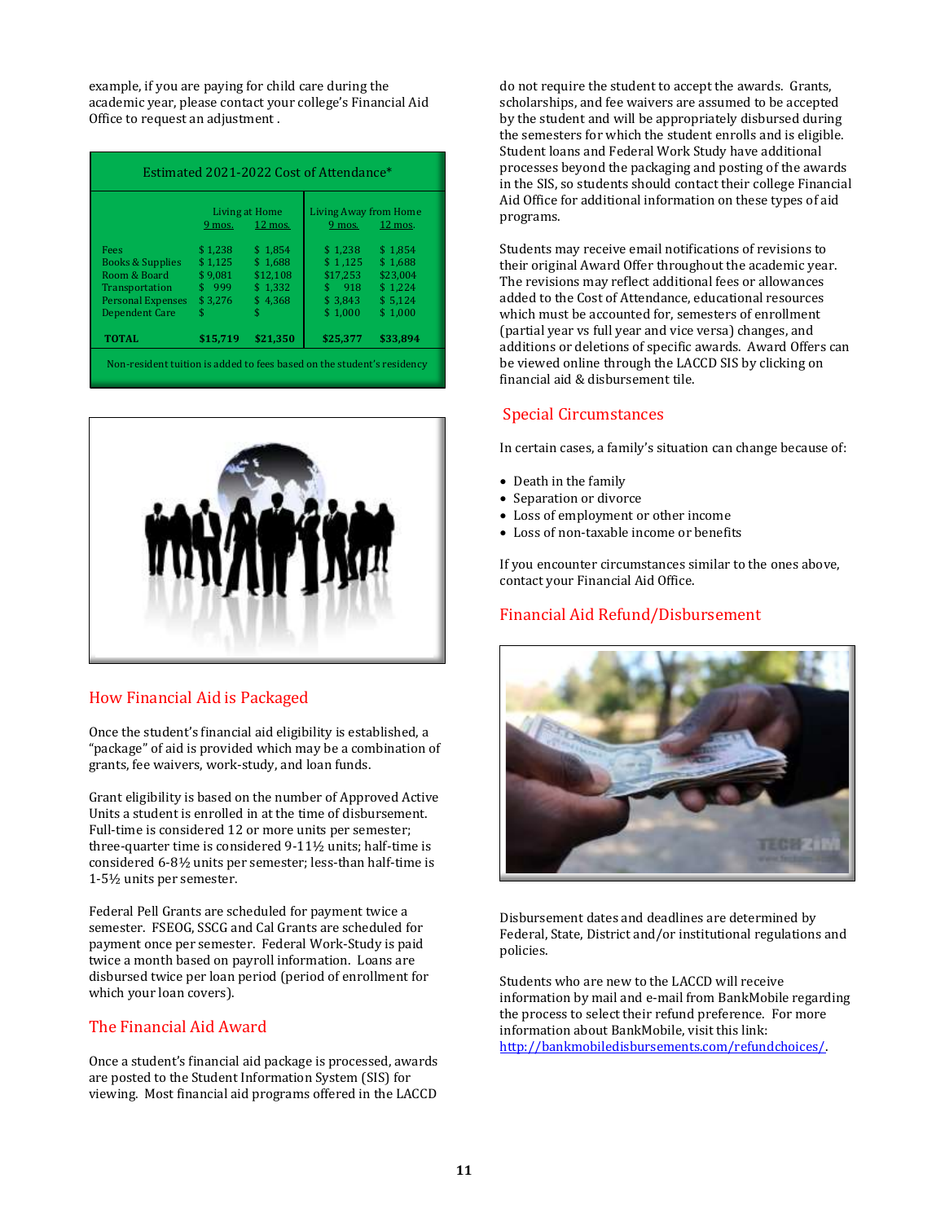example, if you are paying for child care during the academic year, please contact your college's Financial Aid Office to request an adjustment .

| Estimated 2021-2022 Cost of Attendance* | | | | |
|---|---|---|---|---|
| | Living at Home | | Living Away from Home | |
| | 9 mos. | 12 mos. | 9 mos. | 12 mos. |
| Fees | $ 1,238 | $ 1,854 | $ 1,238 | $ 1,854 |
| Books & Supplies | $ 1,125 | $ 1,688 | $ 1,125 | $ 1,688 |
| Room & Board | $ 9,081 | $12,108 | $17,253 | $23,004 |
| Transportation | $ 999 | $ 1,332 | $ 918 | $ 1,224 |
| Personal Expenses | $ 3,276 | $ 4,368 | $ 3,843 | $ 5,124 |
| Dependent Care | $ | $ | $ 1,000 | $ 1,000 |
| **TOTAL** | **$15,719** | **$21,350** | **$25,377** | **$33,894** |

Non-resident tuition is added to fees based on the student's residency

## How Financial Aid is Packaged

Once the student's financial aid eligibility is established, a "package" of aid is provided which may be a combination of grants, fee waivers, work-study, and loan funds.

Grant eligibility is based on the number of Approved Active Units a student is enrolled in at the time of disbursement. Full-time is considered 12 or more units per semester; three-quarter time is considered 9-11½ units; half-time is considered 6-8½ units per semester; less-than half-time is 1-5½ units per semester.

Federal Pell Grants are scheduled for payment twice a semester. FSEOG, SSCG and Cal Grants are scheduled for payment once per semester. Federal Work-Study is paid twice a month based on payroll information. Loans are disbursed twice per loan period (period of enrollment for which your loan covers).

## The Financial Aid Award

Once a student's financial aid package is processed, awards are posted to the Student Information System (SIS) for viewing. Most financial aid programs offered in the LACCD do not require the student to accept the awards. Grants, scholarships, and fee waivers are assumed to be accepted by the student and will be appropriately disbursed during the semesters for which the student enrolls and is eligible. Student loans and Federal Work Study have additional processes beyond the packaging and posting of the awards in the SIS, so students should contact their college Financial Aid Office for additional information on these types of aid programs.

Students may receive email notifications of revisions to their original Award Offer throughout the academic year. The revisions may reflect additional fees or allowances added to the Cost of Attendance, educational resources which must be accounted for, semesters of enrollment (partial year vs full year and vice versa) changes, and additions or deletions of specific awards. Award Offers can be viewed online through the LACCD SIS by clicking on financial aid & disbursement tile.

## Special Circumstances

In certain cases, a family's situation can change because of:

- Death in the family
- Separation or divorce
- Loss of employment or other income
- Loss of non-taxable income or benefits

If you encounter circumstances similar to the ones above, contact your Financial Aid Office.

## Financial Aid Refund/Disbursement

Disbursement dates and deadlines are determined by Federal, State, District and/or institutional regulations and policies.

Students who are new to the LACCD will receive information by mail and e-mail from BankMobile regarding the process to select their refund preference. For more information about BankMobile, visit this link: http://bankmobiledisbursements.com/refundchoices/.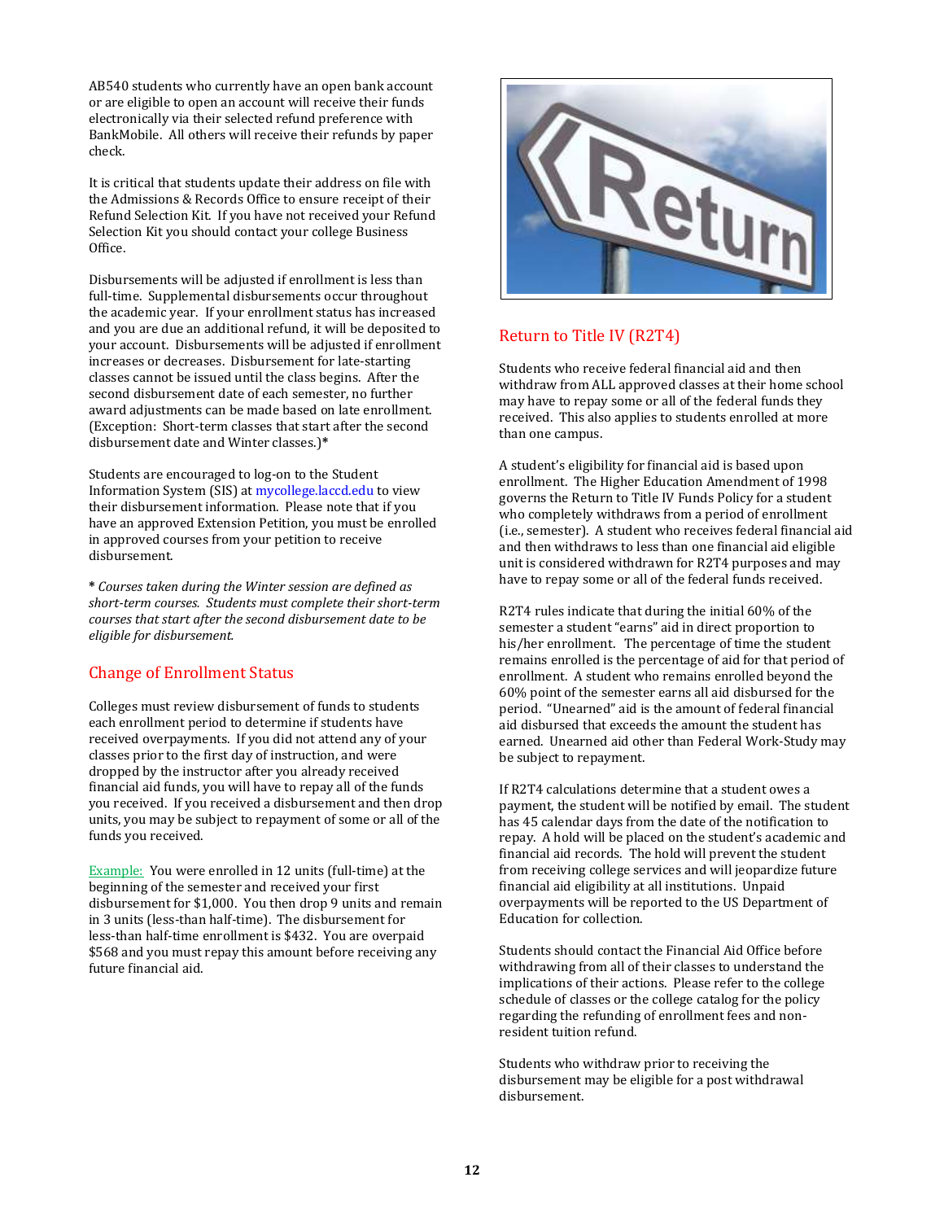AB540 students who currently have an open bank account or are eligible to open an account will receive their funds electronically via their selected refund preference with BankMobile. All others will receive their refunds by paper check.

It is critical that students update their address on file with the Admissions & Records Office to ensure receipt of their Refund Selection Kit. If you have not received your Refund Selection Kit you should contact your college Business Office.

Disbursements will be adjusted if enrollment is less than full-time. Supplemental disbursements occur throughout the academic year. If your enrollment status has increased and you are due an additional refund, it will be deposited to your account. Disbursements will be adjusted if enrollment increases or decreases. Disbursement for late-starting classes cannot be issued until the class begins. After the second disbursement date of each semester, no further award adjustments can be made based on late enrollment. (Exception: Short-term classes that start after the second disbursement date and Winter classes.)*

Students are encouraged to log-on to the Student Information System (SIS) at mycollege.laccd.edu to view their disbursement information. Please note that if you have an approved Extension Petition, you must be enrolled in approved courses from your petition to receive disbursement.

\* *Courses taken during the Winter session are defined as short-term courses. Students must complete their short-term courses that start after the second disbursement date to be eligible for disbursement.*

## Change of Enrollment Status

Colleges must review disbursement of funds to students each enrollment period to determine if students have received overpayments. If you did not attend any of your classes prior to the first day of instruction, and were dropped by the instructor after you already received financial aid funds, you will have to repay all of the funds you received. If you received a disbursement and then drop units, you may be subject to repayment of some or all of the funds you received.

Example: You were enrolled in 12 units (full-time) at the beginning of the semester and received your first disbursement for $1,000. You then drop 9 units and remain in 3 units (less-than half-time). The disbursement for less-than half-time enrollment is $432. You are overpaid $568 and you must repay this amount before receiving any future financial aid.

## Return to Title IV (R2T4)

Students who receive federal financial aid and then withdraw from ALL approved classes at their home school may have to repay some or all of the federal funds they received. This also applies to students enrolled at more than one campus.

A student's eligibility for financial aid is based upon enrollment. The Higher Education Amendment of 1998 governs the Return to Title IV Funds Policy for a student who completely withdraws from a period of enrollment (i.e., semester). A student who receives federal financial aid and then withdraws to less than one financial aid eligible unit is considered withdrawn for R2T4 purposes and may have to repay some or all of the federal funds received.

R2T4 rules indicate that during the initial 60% of the semester a student "earns" aid in direct proportion to his/her enrollment. The percentage of time the student remains enrolled is the percentage of aid for that period of enrollment. A student who remains enrolled beyond the 60% point of the semester earns all aid disbursed for the period. "Unearned" aid is the amount of federal financial aid disbursed that exceeds the amount the student has earned. Unearned aid other than Federal Work-Study may be subject to repayment.

If R2T4 calculations determine that a student owes a payment, the student will be notified by email. The student has 45 calendar days from the date of the notification to repay. A hold will be placed on the student's academic and financial aid records. The hold will prevent the student from receiving college services and will jeopardize future financial aid eligibility at all institutions. Unpaid overpayments will be reported to the US Department of Education for collection.

Students should contact the Financial Aid Office before withdrawing from all of their classes to understand the implications of their actions. Please refer to the college schedule of classes or the college catalog for the policy regarding the refunding of enrollment fees and non-resident tuition refund.

Students who withdraw prior to receiving the disbursement may be eligible for a post withdrawal disbursement.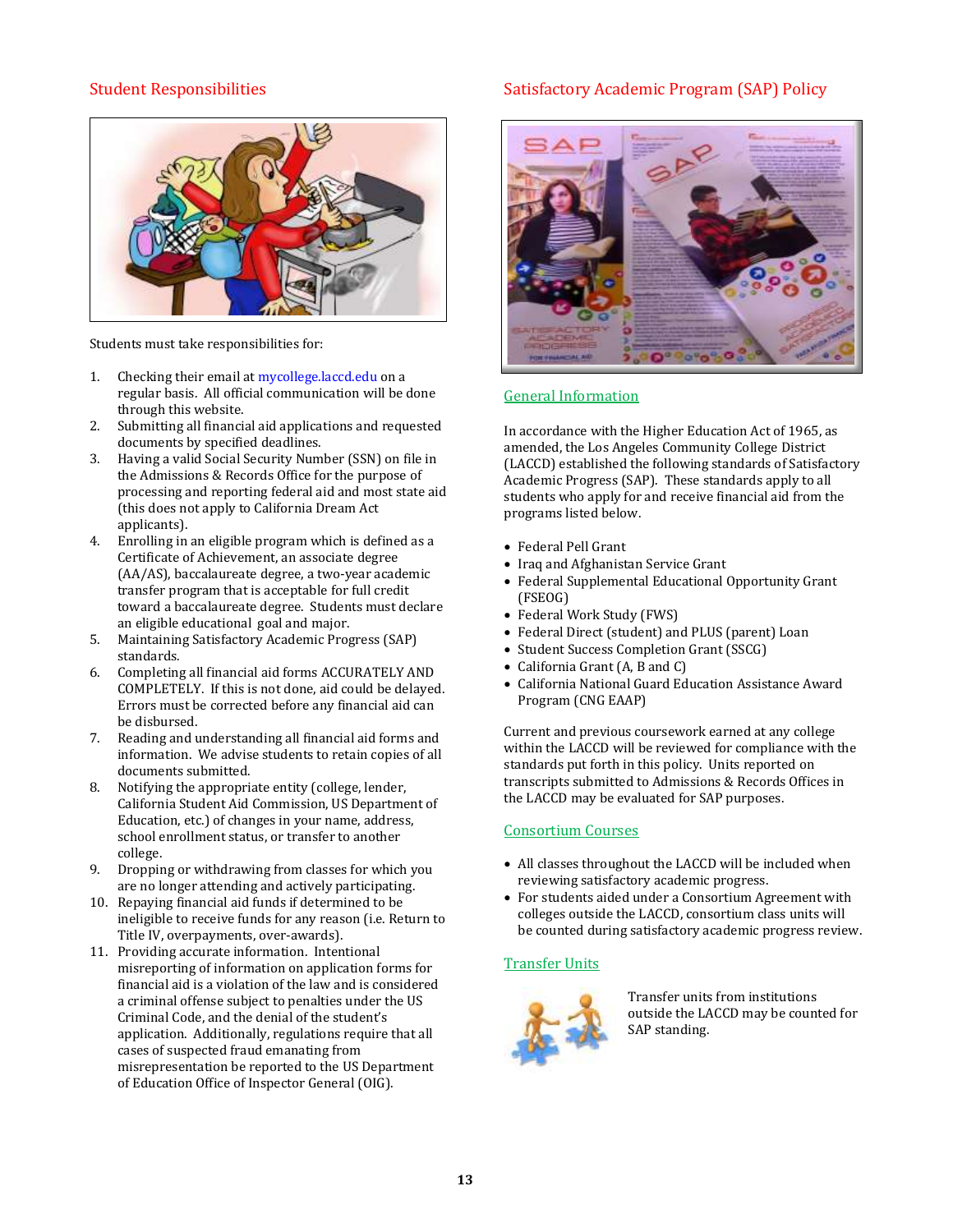## Student Responsibilities

Students must take responsibilities for:

1. Checking their email at mycollege.laccd.edu on a regular basis. All official communication will be done through this website.
2. Submitting all financial aid applications and requested documents by specified deadlines.
3. Having a valid Social Security Number (SSN) on file in the Admissions & Records Office for the purpose of processing and reporting federal aid and most state aid (this does not apply to California Dream Act applicants).
4. Enrolling in an eligible program which is defined as a Certificate of Achievement, an associate degree (AA/AS), baccalaureate degree, a two-year academic transfer program that is acceptable for full credit toward a baccalaureate degree. Students must declare an eligible educational goal and major.
5. Maintaining Satisfactory Academic Progress (SAP) standards.
6. Completing all financial aid forms ACCURATELY AND COMPLETELY. If this is not done, aid could be delayed. Errors must be corrected before any financial aid can be disbursed.
7. Reading and understanding all financial aid forms and information. We advise students to retain copies of all documents submitted.
8. Notifying the appropriate entity (college, lender, California Student Aid Commission, US Department of Education, etc.) of changes in your name, address, school enrollment status, or transfer to another college.
9. Dropping or withdrawing from classes for which you are no longer attending and actively participating.
10. Repaying financial aid funds if determined to be ineligible to receive funds for any reason (i.e. Return to Title IV, overpayments, over-awards).
11. Providing accurate information. Intentional misreporting of information on application forms for financial aid is a violation of the law and is considered a criminal offense subject to penalties under the US Criminal Code, and the denial of the student's application. Additionally, regulations require that all cases of suspected fraud emanating from misrepresentation be reported to the US Department of Education Office of Inspector General (OIG).

## Satisfactory Academic Program (SAP) Policy

### General Information

In accordance with the Higher Education Act of 1965, as amended, the Los Angeles Community College District (LACCD) established the following standards of Satisfactory Academic Progress (SAP). These standards apply to all students who apply for and receive financial aid from the programs listed below.

- Federal Pell Grant
- Iraq and Afghanistan Service Grant
- Federal Supplemental Educational Opportunity Grant (FSEOG)
- Federal Work Study (FWS)
- Federal Direct (student) and PLUS (parent) Loan
- Student Success Completion Grant (SSCG)
- California Grant (A, B and C)
- California National Guard Education Assistance Award Program (CNG EAAP)

Current and previous coursework earned at any college within the LACCD will be reviewed for compliance with the standards put forth in this policy. Units reported on transcripts submitted to Admissions & Records Offices in the LACCD may be evaluated for SAP purposes.

### Consortium Courses

- All classes throughout the LACCD will be included when reviewing satisfactory academic progress.
- For students aided under a Consortium Agreement with colleges outside the LACCD, consortium class units will be counted during satisfactory academic progress review.

### Transfer Units

Transfer units from institutions outside the LACCD may be counted for SAP standing.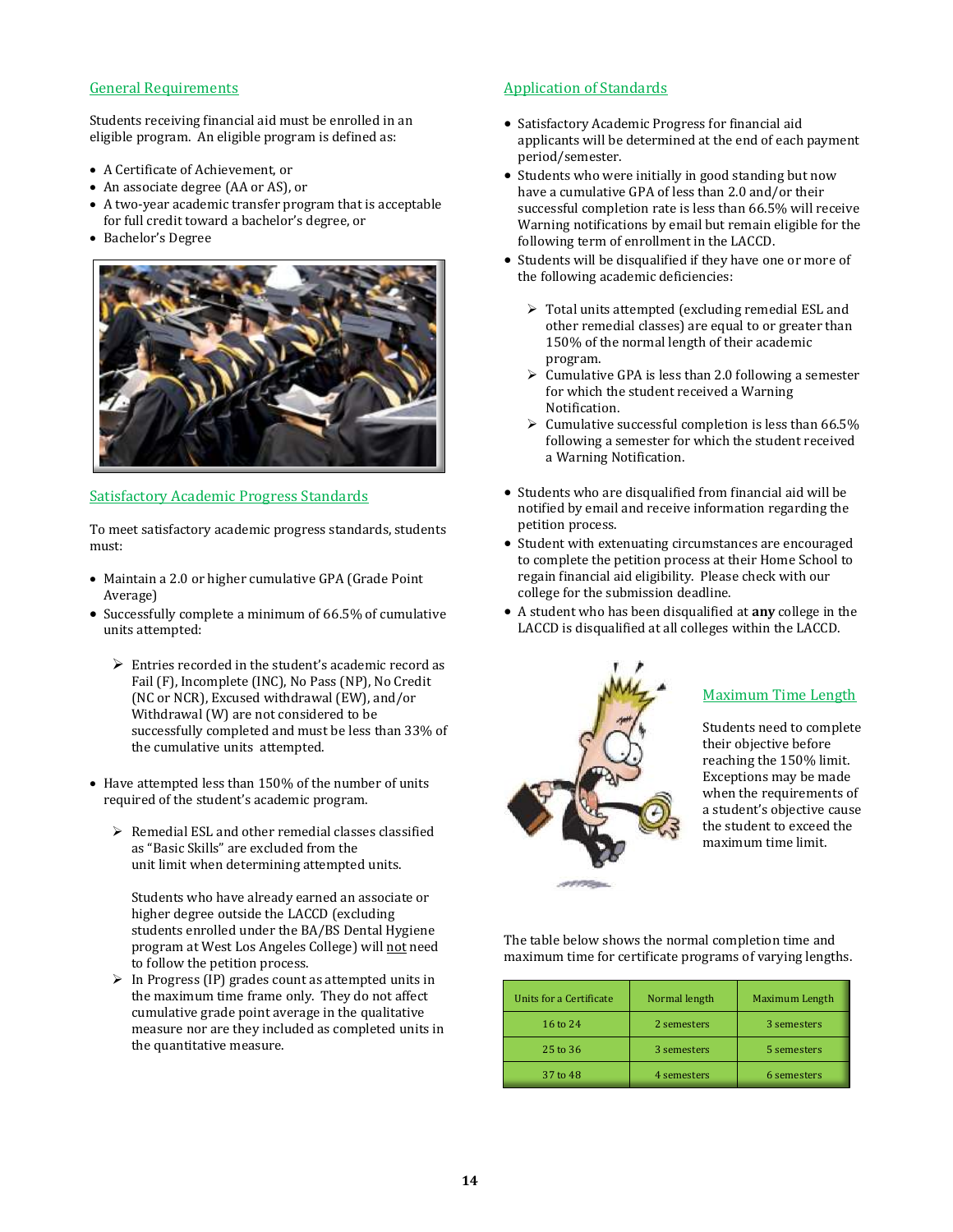## General Requirements

Students receiving financial aid must be enrolled in an eligible program. An eligible program is defined as:

- A Certificate of Achievement, or
- An associate degree (AA or AS), or
- A two-year academic transfer program that is acceptable for full credit toward a bachelor's degree, or
- Bachelor's Degree

## Satisfactory Academic Progress Standards

To meet satisfactory academic progress standards, students must:

- Maintain a 2.0 or higher cumulative GPA (Grade Point Average)
- Successfully complete a minimum of 66.5% of cumulative units attempted:
    - Entries recorded in the student's academic record as Fail (F), Incomplete (INC), No Pass (NP), No Credit (NC or NCR), Excused withdrawal (EW), and/or Withdrawal (W) are not considered to be successfully completed and must be less than 33% of the cumulative units attempted.
- Have attempted less than 150% of the number of units required of the student's academic program.
    - Remedial ESL and other remedial classes classified as "Basic Skills" are excluded from the unit limit when determining attempted units.

      Students who have already earned an associate or higher degree outside the LACCD (excluding students enrolled under the BA/BS Dental Hygiene program at West Los Angeles College) will not need to follow the petition process.
    - In Progress (IP) grades count as attempted units in the maximum time frame only. They do not affect cumulative grade point average in the qualitative measure nor are they included as completed units in the quantitative measure.

## Application of Standards

- Satisfactory Academic Progress for financial aid applicants will be determined at the end of each payment period/semester.
- Students who were initially in good standing but now have a cumulative GPA of less than 2.0 and/or their successful completion rate is less than 66.5% will receive Warning notifications by email but remain eligible for the following term of enrollment in the LACCD.
- Students will be disqualified if they have one or more of the following academic deficiencies:
    - Total units attempted (excluding remedial ESL and other remedial classes) are equal to or greater than 150% of the normal length of their academic program.
    - Cumulative GPA is less than 2.0 following a semester for which the student received a Warning Notification.
    - Cumulative successful completion is less than 66.5% following a semester for which the student received a Warning Notification.
- Students who are disqualified from financial aid will be notified by email and receive information regarding the petition process.
- Student with extenuating circumstances are encouraged to complete the petition process at their Home School to regain financial aid eligibility. Please check with our college for the submission deadline.
- A student who has been disqualified at **any** college in the LACCD is disqualified at all colleges within the LACCD.

## Maximum Time Length

Students need to complete their objective before reaching the 150% limit. Exceptions may be made when the requirements of a student's objective cause the student to exceed the maximum time limit.

The table below shows the normal completion time and maximum time for certificate programs of varying lengths.

| Units for a Certificate | Normal length | Maximum Length |
|---|---|---|
| 16 to 24 | 2 semesters | 3 semesters |
| 25 to 36 | 3 semesters | 5 semesters |
| 37 to 48 | 4 semesters | 6 semesters |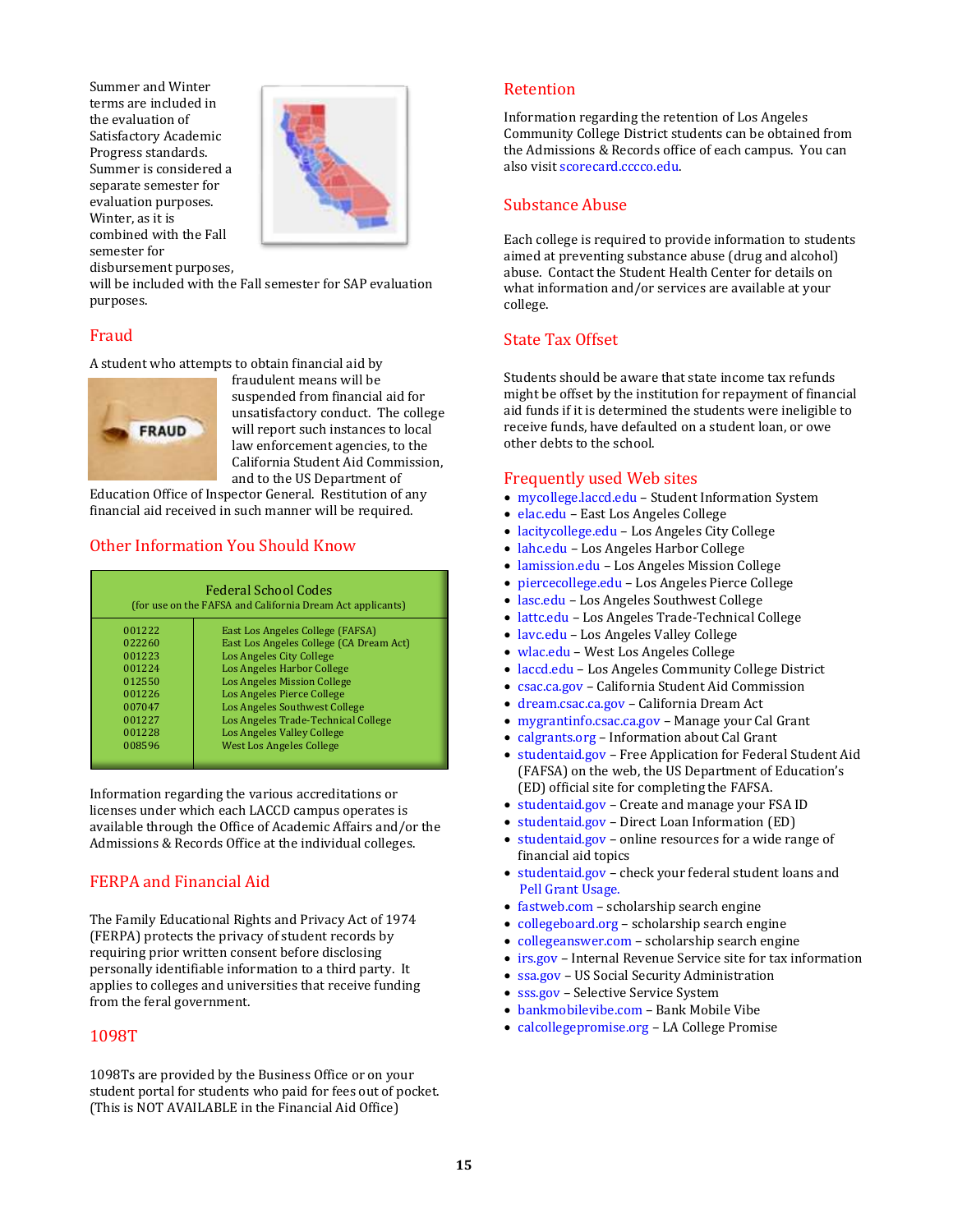Summer and Winter terms are included in the evaluation of Satisfactory Academic Progress standards. Summer is considered a separate semester for evaluation purposes. Winter, as it is combined with the Fall semester for disbursement purposes, will be included with the Fall semester for SAP evaluation purposes.

## Fraud

A student who attempts to obtain financial aid by fraudulent means will be suspended from financial aid for unsatisfactory conduct. The college will report such instances to local law enforcement agencies, to the California Student Aid Commission, and to the US Department of Education Office of Inspector General. Restitution of any financial aid received in such manner will be required.

## Other Information You Should Know

| Federal School Codes (for use on the FAFSA and California Dream Act applicants) | |
|---|---|
| 001222 | East Los Angeles College (FAFSA) |
| 022260 | East Los Angeles College (CA Dream Act) |
| 001223 | Los Angeles City College |
| 001224 | Los Angeles Harbor College |
| 012550 | Los Angeles Mission College |
| 001226 | Los Angeles Pierce College |
| 007047 | Los Angeles Southwest College |
| 001227 | Los Angeles Trade-Technical College |
| 001228 | Los Angeles Valley College |
| 008596 | West Los Angeles College |

Information regarding the various accreditations or licenses under which each LACCD campus operates is available through the Office of Academic Affairs and/or the Admissions & Records Office at the individual colleges.

## FERPA and Financial Aid

The Family Educational Rights and Privacy Act of 1974 (FERPA) protects the privacy of student records by requiring prior written consent before disclosing personally identifiable information to a third party. It applies to colleges and universities that receive funding from the feral government.

## 1098T

1098Ts are provided by the Business Office or on your student portal for students who paid for fees out of pocket. (This is NOT AVAILABLE in the Financial Aid Office)

## Retention

Information regarding the retention of Los Angeles Community College District students can be obtained from the Admissions & Records office of each campus. You can also visit scorecard.cccco.edu.

## Substance Abuse

Each college is required to provide information to students aimed at preventing substance abuse (drug and alcohol) abuse. Contact the Student Health Center for details on what information and/or services are available at your college.

## State Tax Offset

Students should be aware that state income tax refunds might be offset by the institution for repayment of financial aid funds if it is determined the students were ineligible to receive funds, have defaulted on a student loan, or owe other debts to the school.

## Frequently used Web sites

- mycollege.laccd.edu – Student Information System
- elac.edu – East Los Angeles College
- lacitycollege.edu – Los Angeles City College
- lahc.edu – Los Angeles Harbor College
- lamission.edu – Los Angeles Mission College
- piercecollege.edu – Los Angeles Pierce College
- lasc.edu – Los Angeles Southwest College
- lattc.edu – Los Angeles Trade-Technical College
- lavc.edu – Los Angeles Valley College
- wlac.edu – West Los Angeles College
- laccd.edu – Los Angeles Community College District
- csac.ca.gov – California Student Aid Commission
- dream.csac.ca.gov – California Dream Act
- mygrantinfo.csac.ca.gov – Manage your Cal Grant
- calgrants.org – Information about Cal Grant
- studentaid.gov – Free Application for Federal Student Aid (FAFSA) on the web, the US Department of Education's (ED) official site for completing the FAFSA.
- studentaid.gov – Create and manage your FSA ID
- studentaid.gov – Direct Loan Information (ED)
- studentaid.gov – online resources for a wide range of financial aid topics
- studentaid.gov – check your federal student loans and Pell Grant Usage.
- fastweb.com – scholarship search engine
- collegeboard.org – scholarship search engine
- collegeanswer.com – scholarship search engine
- irs.gov – Internal Revenue Service site for tax information
- ssa.gov – US Social Security Administration
- sss.gov – Selective Service System
- bankmobilevibe.com – Bank Mobile Vibe
- calcollegepromise.org – LA College Promise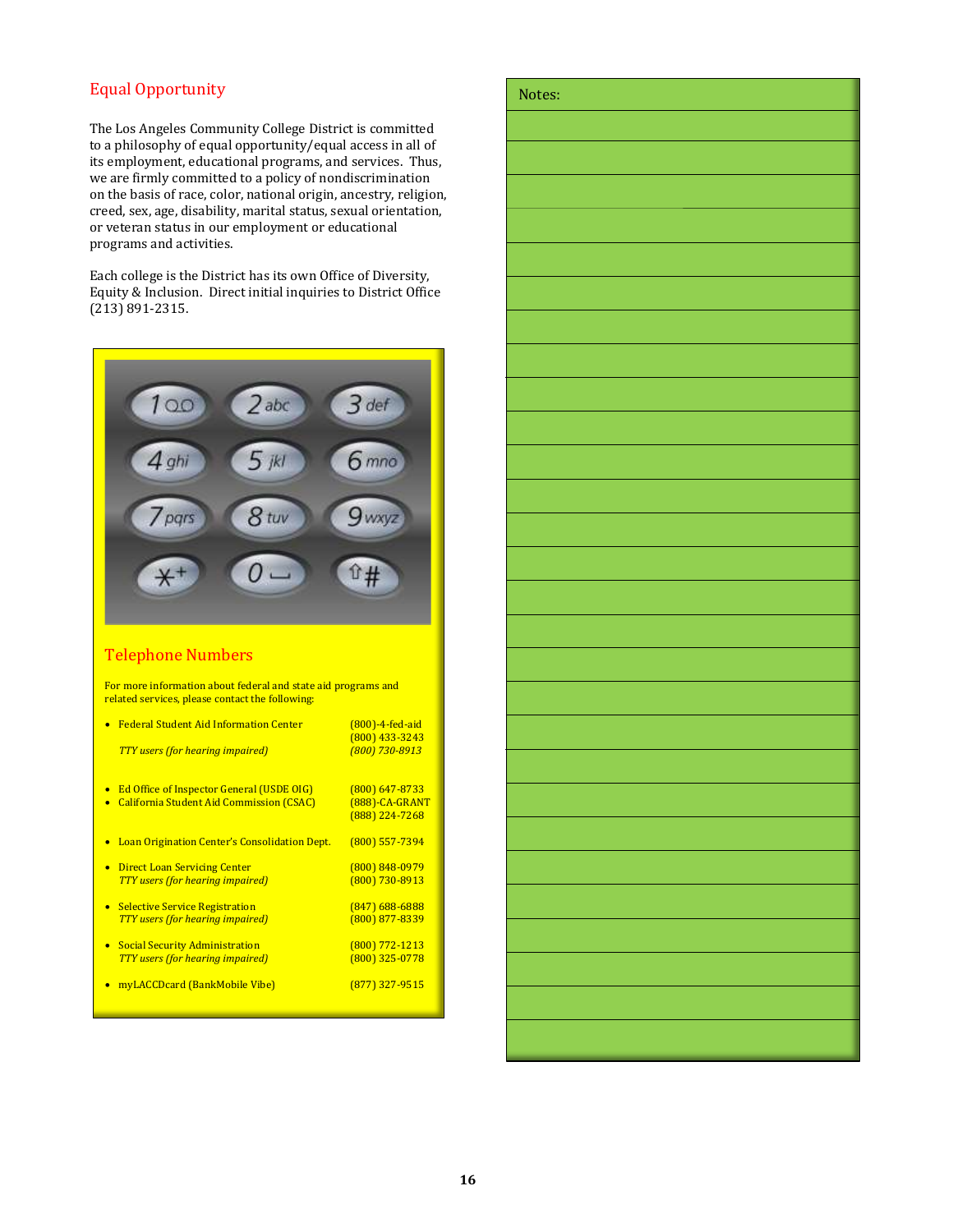## Equal Opportunity

The Los Angeles Community College District is committed to a philosophy of equal opportunity/equal access in all of its employment, educational programs, and services. Thus, we are firmly committed to a policy of nondiscrimination on the basis of race, color, national origin, ancestry, religion, creed, sex, age, disability, marital status, sexual orientation, or veteran status in our employment or educational programs and activities.

Each college is the District has its own Office of Diversity, Equity & Inclusion. Direct initial inquiries to District Office (213) 891-2315.

## Telephone Numbers

For more information about federal and state aid programs and related services, please contact the following:

| | |
|---|---|
| • Federal Student Aid Information Center | (800)-4-fed-aid<br>(800) 433-3243 |
| *TTY users (for hearing impaired)* | *(800) 730-8913* |
| • Ed Office of Inspector General (USDE OIG) | (800) 647-8733 |
| • California Student Aid Commission (CSAC) | (888)-CA-GRANT<br>(888) 224-7268 |
| • Loan Origination Center's Consolidation Dept. | (800) 557-7394 |
| • Direct Loan Servicing Center | (800) 848-0979 |
| *TTY users (for hearing impaired)* | (800) 730-8913 |
| • Selective Service Registration | (847) 688-6888 |
| *TTY users (for hearing impaired)* | (800) 877-8339 |
| • Social Security Administration | (800) 772-1213 |
| *TTY users (for hearing impaired)* | (800) 325-0778 |
| • myLACCDcard (BankMobile Vibe) | (877) 327-9515 |

Notes: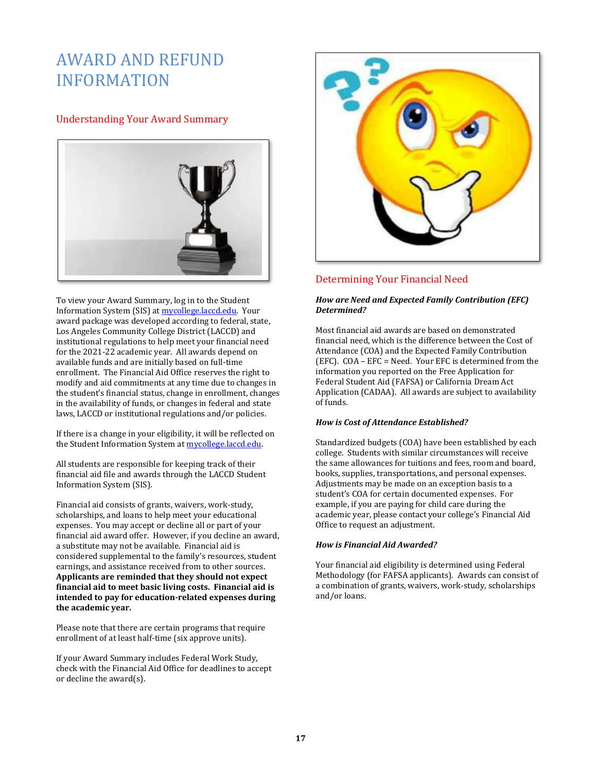# AWARD AND REFUND INFORMATION

## Understanding Your Award Summary

To view your Award Summary, log in to the Student Information System (SIS) at [mycollege.laccd.edu](mycollege.laccd.edu). Your award package was developed according to federal, state, Los Angeles Community College District (LACCD) and institutional regulations to help meet your financial need for the 2021-22 academic year. All awards depend on available funds and are initially based on full-time enrollment. The Financial Aid Office reserves the right to modify and aid commitments at any time due to changes in the student's financial status, change in enrollment, changes in the availability of funds, or changes in federal and state laws, LACCD or institutional regulations and/or policies.

If there is a change in your eligibility, it will be reflected on the Student Information System at [mycollege.laccd.edu](mycollege.laccd.edu).

All students are responsible for keeping track of their financial aid file and awards through the LACCD Student Information System (SIS).

Financial aid consists of grants, waivers, work-study, scholarships, and loans to help meet your educational expenses. You may accept or decline all or part of your financial aid award offer. However, if you decline an award, a substitute may not be available. Financial aid is considered supplemental to the family's resources, student earnings, and assistance received from to other sources. **Applicants are reminded that they should not expect financial aid to meet basic living costs. Financial aid is intended to pay for education-related expenses during the academic year.**

Please note that there are certain programs that require enrollment of at least half-time (six approve units).

If your Award Summary includes Federal Work Study, check with the Financial Aid Office for deadlines to accept or decline the award(s).

## Determining Your Financial Need

***How are Need and Expected Family Contribution (EFC) Determined?***

Most financial aid awards are based on demonstrated financial need, which is the difference between the Cost of Attendance (COA) and the Expected Family Contribution (EFC). COA – EFC = Need. Your EFC is determined from the information you reported on the Free Application for Federal Student Aid (FAFSA) or California Dream Act Application (CADAA). All awards are subject to availability of funds.

***How is Cost of Attendance Established?***

Standardized budgets (COA) have been established by each college. Students with similar circumstances will receive the same allowances for tuitions and fees, room and board, books, supplies, transportations, and personal expenses. Adjustments may be made on an exception basis to a student's COA for certain documented expenses. For example, if you are paying for child care during the academic year, please contact your college's Financial Aid Office to request an adjustment.

***How is Financial Aid Awarded?***

Your financial aid eligibility is determined using Federal Methodology (for FAFSA applicants). Awards can consist of a combination of grants, waivers, work-study, scholarships and/or loans.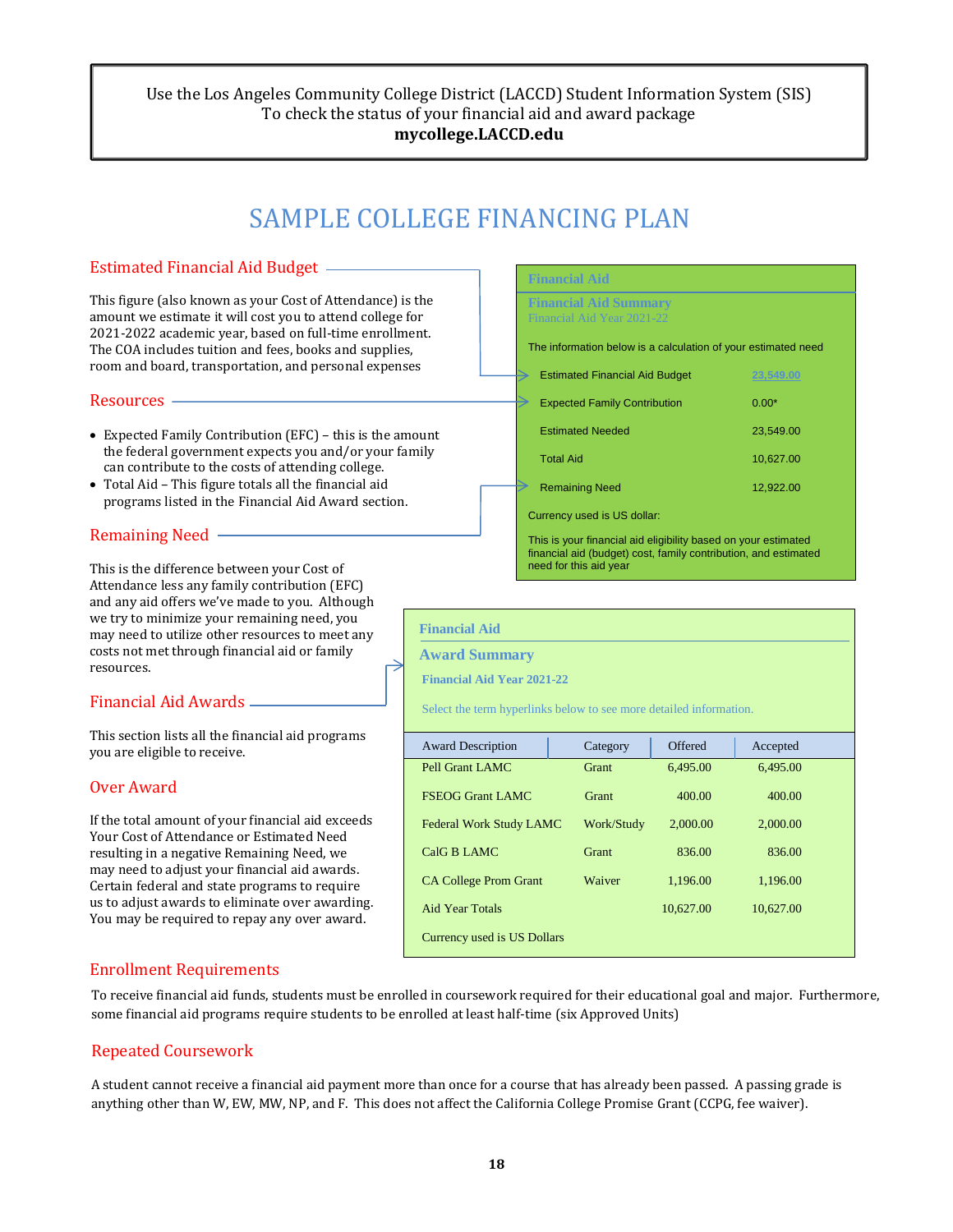Use the Los Angeles Community College District (LACCD) Student Information System (SIS)
To check the status of your financial aid and award package
**mycollege.LACCD.edu**

# SAMPLE COLLEGE FINANCING PLAN

## Estimated Financial Aid Budget

This figure (also known as your Cost of Attendance) is the amount we estimate it will cost you to attend college for 2021-2022 academic year, based on full-time enrollment. The COA includes tuition and fees, books and supplies, room and board, transportation, and personal expenses

## Resources

- Expected Family Contribution (EFC) – this is the amount the federal government expects you and/or your family can contribute to the costs of attending college.
- Total Aid – This figure totals all the financial aid programs listed in the Financial Aid Award section.

## Remaining Need

This is the difference between your Cost of Attendance less any family contribution (EFC) and any aid offers we've made to you. Although we try to minimize your remaining need, you may need to utilize other resources to meet any costs not met through financial aid or family resources.

## Financial Aid Awards

This section lists all the financial aid programs you are eligible to receive.

## Over Award

If the total amount of your financial aid exceeds Your Cost of Attendance or Estimated Need resulting in a negative Remaining Need, we may need to adjust your financial aid awards. Certain federal and state programs to require us to adjust awards to eliminate over awarding. You may be required to repay any over award.

**Financial Aid**

**Financial Aid Summary**
Financial Aid Year 2021-22

The information below is a calculation of your estimated need

| | |
|---|---|
| Estimated Financial Aid Budget | 23,549.00 |
| Expected Family Contribution | 0.00* |
| Estimated Needed | 23,549.00 |
| Total Aid | 10,627.00 |
| Remaining Need | 12,922.00 |

Currency used is US dollar:

This is your financial aid eligibility based on your estimated financial aid (budget) cost, family contribution, and estimated need for this aid year

**Financial Aid**

**Award Summary**

**Financial Aid Year 2021-22**

Select the term hyperlinks below to see more detailed information.

| Award Description | Category | Offered | Accepted |
|---|---|---|---|
| Pell Grant LAMC | Grant | 6,495.00 | 6,495.00 |
| FSEOG Grant LAMC | Grant | 400.00 | 400.00 |
| Federal Work Study LAMC | Work/Study | 2,000.00 | 2,000.00 |
| CalG B LAMC | Grant | 836.00 | 836.00 |
| CA College Prom Grant | Waiver | 1,196.00 | 1,196.00 |
| Aid Year Totals | | 10,627.00 | 10,627.00 |

Currency used is US Dollars

## Enrollment Requirements

To receive financial aid funds, students must be enrolled in coursework required for their educational goal and major. Furthermore, some financial aid programs require students to be enrolled at least half-time (six Approved Units)

## Repeated Coursework

A student cannot receive a financial aid payment more than once for a course that has already been passed. A passing grade is anything other than W, EW, MW, NP, and F. This does not affect the California College Promise Grant (CCPG, fee waiver).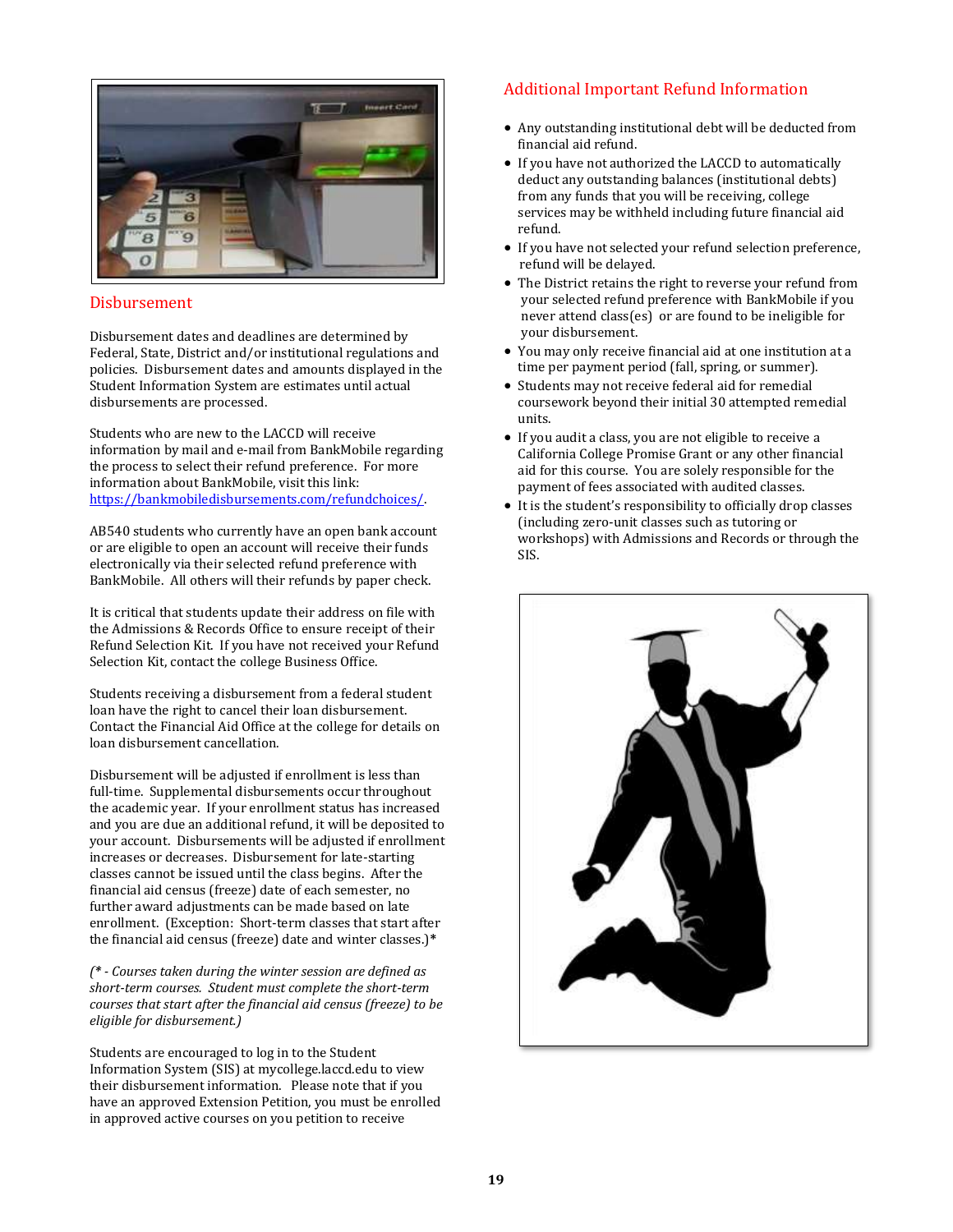## Disbursement

Disbursement dates and deadlines are determined by Federal, State, District and/or institutional regulations and policies. Disbursement dates and amounts displayed in the Student Information System are estimates until actual disbursements are processed.

Students who are new to the LACCD will receive information by mail and e-mail from BankMobile regarding the process to select their refund preference. For more information about BankMobile, visit this link: [https://bankmobiledisbursements.com/refundchoices/](https://bankmobiledisbursements.com/refundchoices/).

AB540 students who currently have an open bank account or are eligible to open an account will receive their funds electronically via their selected refund preference with BankMobile. All others will their refunds by paper check.

It is critical that students update their address on file with the Admissions & Records Office to ensure receipt of their Refund Selection Kit. If you have not received your Refund Selection Kit, contact the college Business Office.

Students receiving a disbursement from a federal student loan have the right to cancel their loan disbursement. Contact the Financial Aid Office at the college for details on loan disbursement cancellation.

Disbursement will be adjusted if enrollment is less than full-time. Supplemental disbursements occur throughout the academic year. If your enrollment status has increased and you are due an additional refund, it will be deposited to your account. Disbursements will be adjusted if enrollment increases or decreases. Disbursement for late-starting classes cannot be issued until the class begins. After the financial aid census (freeze) date of each semester, no further award adjustments can be made based on late enrollment. (Exception: Short-term classes that start after the financial aid census (freeze) date and winter classes.)*

*(* - Courses taken during the winter session are defined as short-term courses. Student must complete the short-term courses that start after the financial aid census (freeze) to be eligible for disbursement.)*

Students are encouraged to log in to the Student Information System (SIS) at mycollege.laccd.edu to view their disbursement information. Please note that if you have an approved Extension Petition, you must be enrolled in approved active courses on you petition to receive

## Additional Important Refund Information

- Any outstanding institutional debt will be deducted from financial aid refund.
- If you have not authorized the LACCD to automatically deduct any outstanding balances (institutional debts) from any funds that you will be receiving, college services may be withheld including future financial aid refund.
- If you have not selected your refund selection preference, refund will be delayed.
- The District retains the right to reverse your refund from your selected refund preference with BankMobile if you never attend class(es) or are found to be ineligible for your disbursement.
- You may only receive financial aid at one institution at a time per payment period (fall, spring, or summer).
- Students may not receive federal aid for remedial coursework beyond their initial 30 attempted remedial units.
- If you audit a class, you are not eligible to receive a California College Promise Grant or any other financial aid for this course. You are solely responsible for the payment of fees associated with audited classes.
- It is the student's responsibility to officially drop classes (including zero-unit classes such as tutoring or workshops) with Admissions and Records or through the SIS.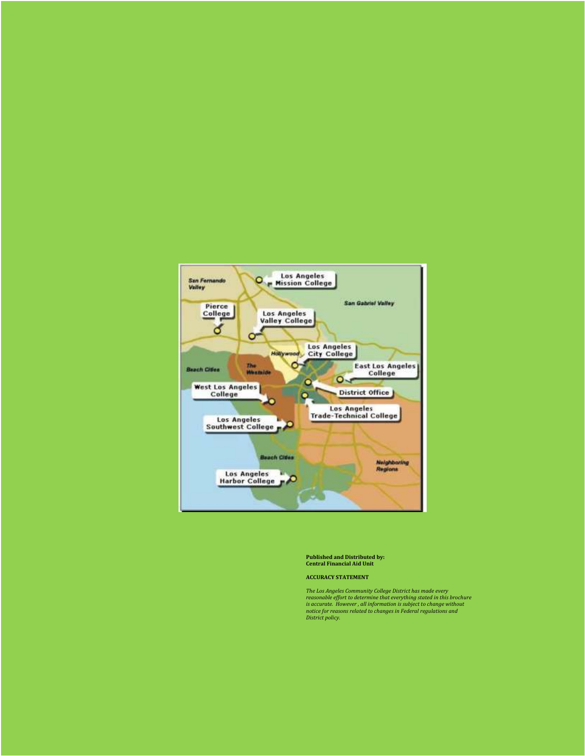San Fernando Valley

Los Angeles Mission College

San Gabriel Valley

Pierce College

Los Angeles Valley College

Hollywood

Los Angeles City College

Beach Cities

The Westside

East Los Angeles College

West Los Angeles College

District Office

Los Angeles Trade-Technical College

Los Angeles Southwest College

Beach Cities

Neighboring Regions

Los Angeles Harbor College

**Published and Distributed by:**
**Central Financial Aid Unit**

**ACCURACY STATEMENT**

*The Los Angeles Community College District has made every reasonable effort to determine that everything stated in this brochure is accurate. However , all information is subject to change without notice for reasons related to changes in Federal regulations and District policy.*